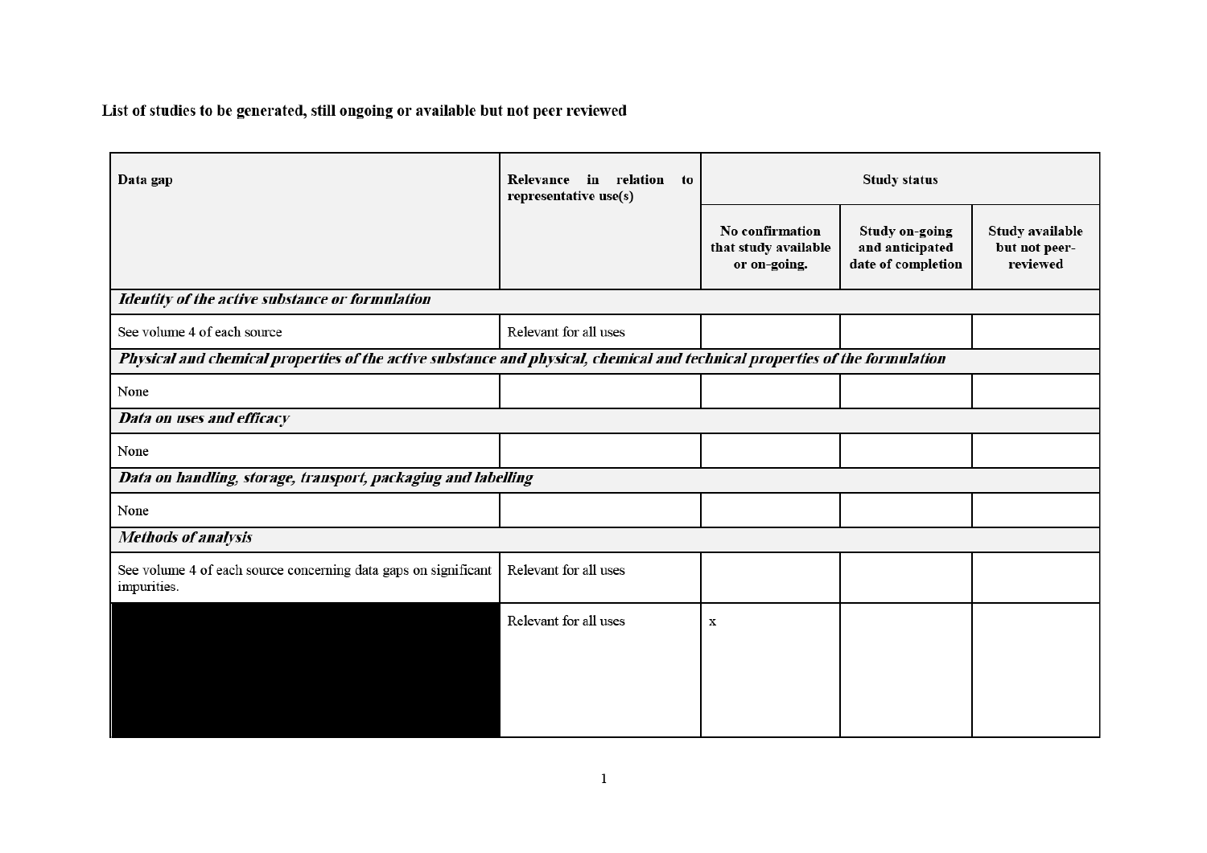**List of studies to be generated, still ongoing or available but not peer reviewed**

| Data gap | Relevance in relation to representative use(s) | Study status | | |
|---|---|---|---|---|
| | | No confirmation that study available or on-going. | Study on-going and anticipated date of completion | Study available but not peer-reviewed |
| ***Identity of the active substance or formulation*** | | | | |
| See volume 4 of each source | Relevant for all uses | | | |
| ***Physical and chemical properties of the active substance and physical, chemical and technical properties of the formulation*** | | | | |
| None | | | | |
| ***Data on uses and efficacy*** | | | | |
| None | | | | |
| ***Data on handling, storage, transport, packaging and labelling*** | | | | |
| None | | | | |
| ***Methods of analysis*** | | | | |
| See volume 4 of each source concerning data gaps on significant impurities. | Relevant for all uses | | | |
| | Relevant for all uses | x | | |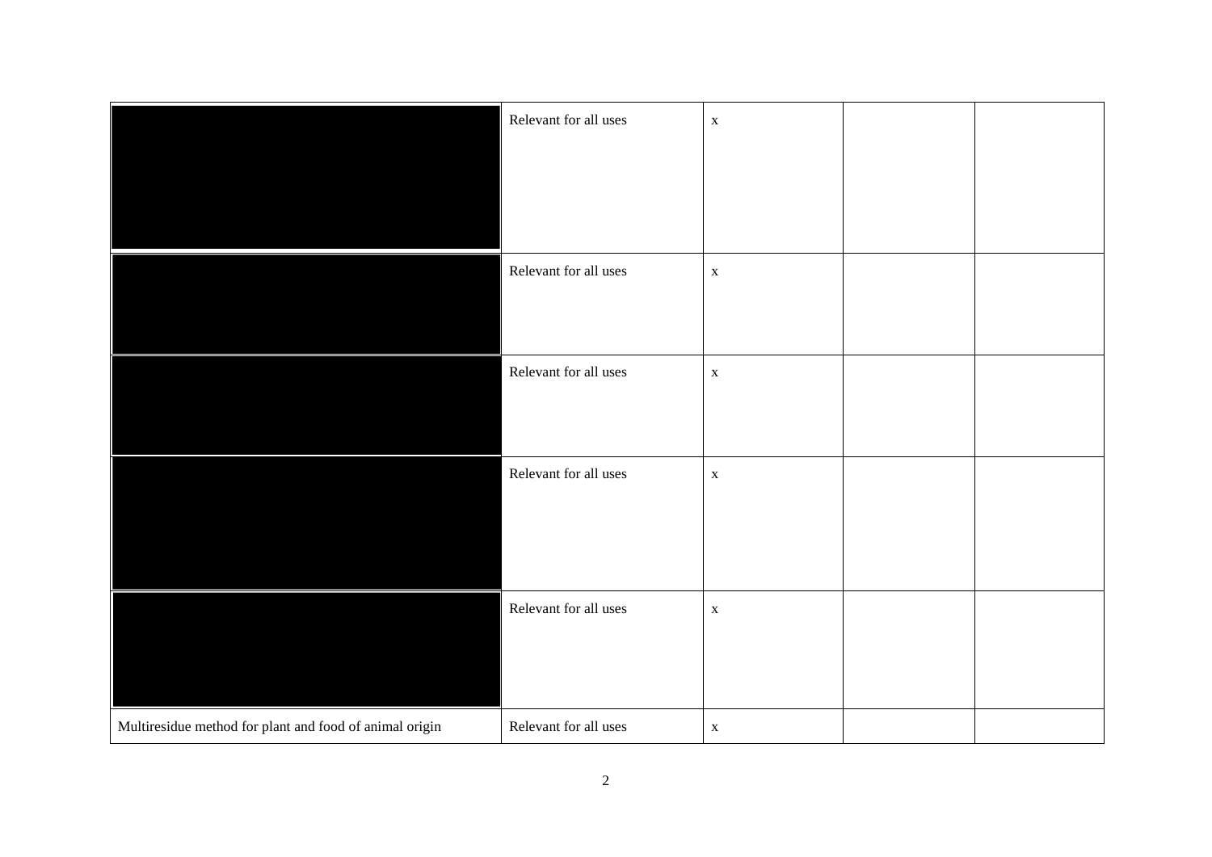| | | | | |
|---|---|---|---|---|
| | Relevant for all uses | x | | |
| | Relevant for all uses | x | | |
| | Relevant for all uses | x | | |
| | Relevant for all uses | x | | |
| | Relevant for all uses | x | | |
| Multiresidue method for plant and food of animal origin | Relevant for all uses | x | | |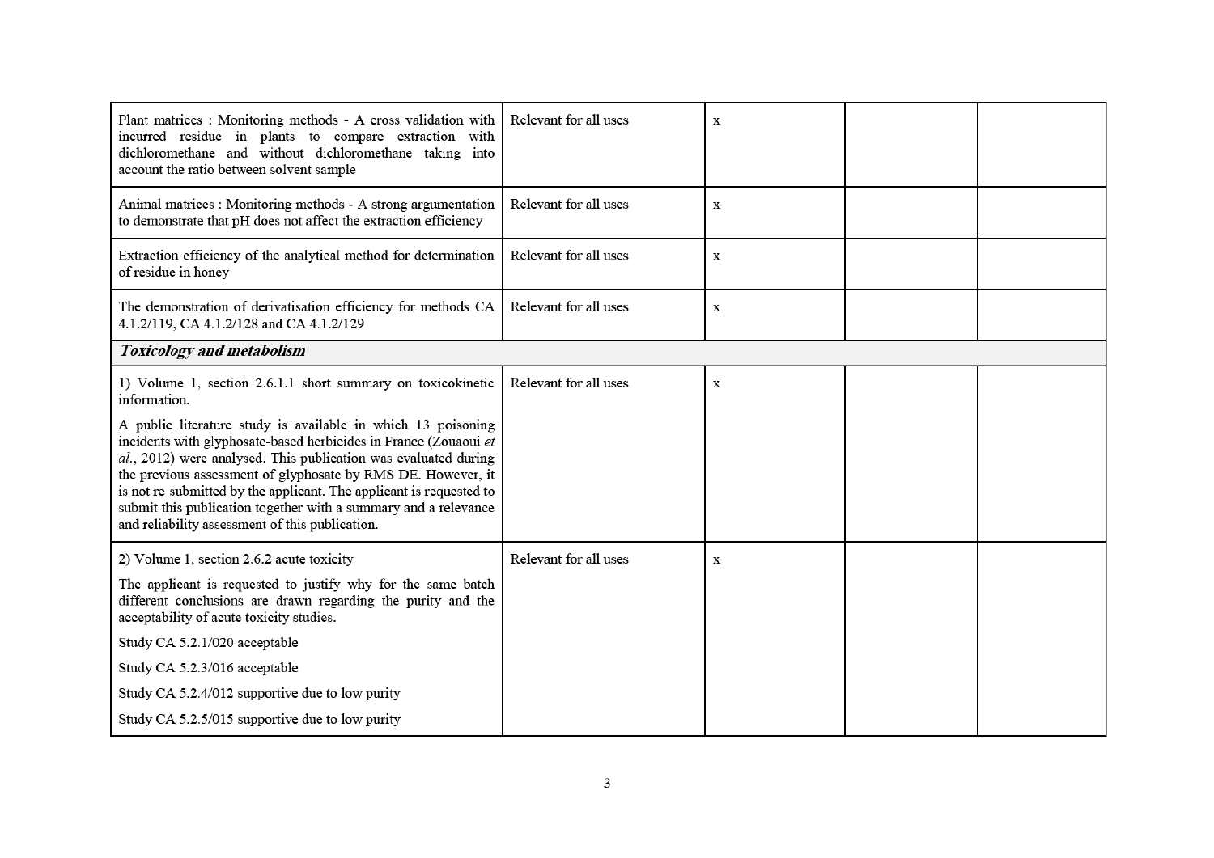| | | | | |
|---|---|---|---|---|
| Plant matrices : Monitoring methods - A cross validation with incurred residue in plants to compare extraction with dichloromethane and without dichloromethane taking into account the ratio between solvent sample | Relevant for all uses | x | | |
| Animal matrices : Monitoring methods - A strong argumentation to demonstrate that pH does not affect the extraction efficiency | Relevant for all uses | x | | |
| Extraction efficiency of the analytical method for determination of residue in honey | Relevant for all uses | x | | |
| The demonstration of derivatisation efficiency for methods CA 4.1.2/119, CA 4.1.2/128 and CA 4.1.2/129 | Relevant for all uses | x | | |
| ***Toxicology and metabolism*** | | | | |
| 1) Volume 1, section 2.6.1.1 short summary on toxicokinetic information.<br><br>A public literature study is available in which 13 poisoning incidents with glyphosate-based herbicides in France (Zouaoui *et al.*, 2012) were analysed. This publication was evaluated during the previous assessment of glyphosate by RMS DE. However, it is not re-submitted by the applicant. The applicant is requested to submit this publication together with a summary and a relevance and reliability assessment of this publication. | Relevant for all uses | x | | |
| 2) Volume 1, section 2.6.2 acute toxicity<br><br>The applicant is requested to justify why for the same batch different conclusions are drawn regarding the purity and the acceptability of acute toxicity studies.<br><br>Study CA 5.2.1/020 acceptable<br><br>Study CA 5.2.3/016 acceptable<br><br>Study CA 5.2.4/012 supportive due to low purity<br><br>Study CA 5.2.5/015 supportive due to low purity | Relevant for all uses | x | | |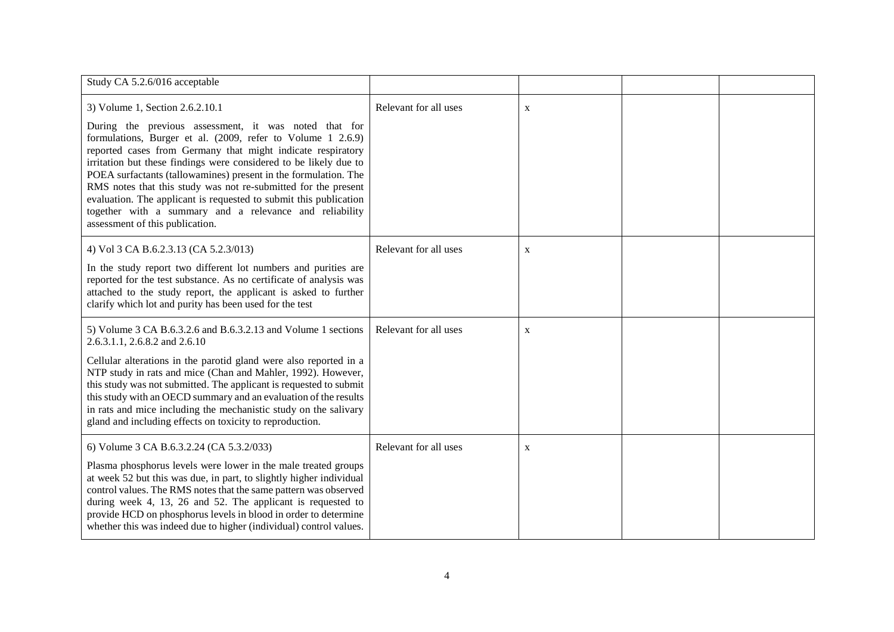| | | | | |
|---|---|---|---|---|
| Study CA 5.2.6/016 acceptable | | | | |
| 3) Volume 1, Section 2.6.2.10.1<br><br>During the previous assessment, it was noted that for formulations, Burger et al. (2009, refer to Volume 1 2.6.9) reported cases from Germany that might indicate respiratory irritation but these findings were considered to be likely due to POEA surfactants (tallowamines) present in the formulation. The RMS notes that this study was not re-submitted for the present evaluation. The applicant is requested to submit this publication together with a summary and a relevance and reliability assessment of this publication. | Relevant for all uses | x | | |
| 4) Vol 3 CA B.6.2.3.13 (CA 5.2.3/013)<br><br>In the study report two different lot numbers and purities are reported for the test substance. As no certificate of analysis was attached to the study report, the applicant is asked to further clarify which lot and purity has been used for the test | Relevant for all uses | x | | |
| 5) Volume 3 CA B.6.3.2.6 and B.6.3.2.13 and Volume 1 sections 2.6.3.1.1, 2.6.8.2 and 2.6.10<br><br>Cellular alterations in the parotid gland were also reported in a NTP study in rats and mice (Chan and Mahler, 1992). However, this study was not submitted. The applicant is requested to submit this study with an OECD summary and an evaluation of the results in rats and mice including the mechanistic study on the salivary gland and including effects on toxicity to reproduction. | Relevant for all uses | x | | |
| 6) Volume 3 CA B.6.3.2.24 (CA 5.3.2/033)<br><br>Plasma phosphorus levels were lower in the male treated groups at week 52 but this was due, in part, to slightly higher individual control values. The RMS notes that the same pattern was observed during week 4, 13, 26 and 52. The applicant is requested to provide HCD on phosphorus levels in blood in order to determine whether this was indeed due to higher (individual) control values. | Relevant for all uses | x | | |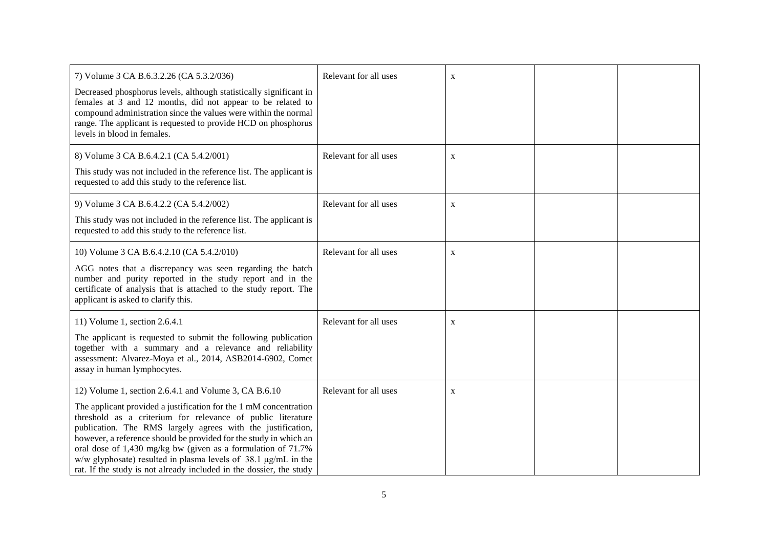| | | | | |
|---|---|---|---|---|
| 7) Volume 3 CA B.6.3.2.26 (CA 5.3.2/036)<br><br>Decreased phosphorus levels, although statistically significant in females at 3 and 12 months, did not appear to be related to compound administration since the values were within the normal range. The applicant is requested to provide HCD on phosphorus levels in blood in females. | Relevant for all uses | x | | |
| 8) Volume 3 CA B.6.4.2.1 (CA 5.4.2/001)<br><br>This study was not included in the reference list. The applicant is requested to add this study to the reference list. | Relevant for all uses | x | | |
| 9) Volume 3 CA B.6.4.2.2 (CA 5.4.2/002)<br><br>This study was not included in the reference list. The applicant is requested to add this study to the reference list. | Relevant for all uses | x | | |
| 10) Volume 3 CA B.6.4.2.10 (CA 5.4.2/010)<br><br>AGG notes that a discrepancy was seen regarding the batch number and purity reported in the study report and in the certificate of analysis that is attached to the study report. The applicant is asked to clarify this. | Relevant for all uses | x | | |
| 11) Volume 1, section 2.6.4.1<br><br>The applicant is requested to submit the following publication together with a summary and a relevance and reliability assessment: Alvarez-Moya et al., 2014, ASB2014-6902, Comet assay in human lymphocytes. | Relevant for all uses | x | | |
| 12) Volume 1, section 2.6.4.1 and Volume 3, CA B.6.10<br><br>The applicant provided a justification for the 1 mM concentration threshold as a criterium for relevance of public literature publication. The RMS largely agrees with the justification, however, a reference should be provided for the study in which an oral dose of 1,430 mg/kg bw (given as a formulation of 71.7% w/w glyphosate) resulted in plasma levels of 38.1 µg/mL in the rat. If the study is not already included in the dossier, the study | Relevant for all uses | x | | |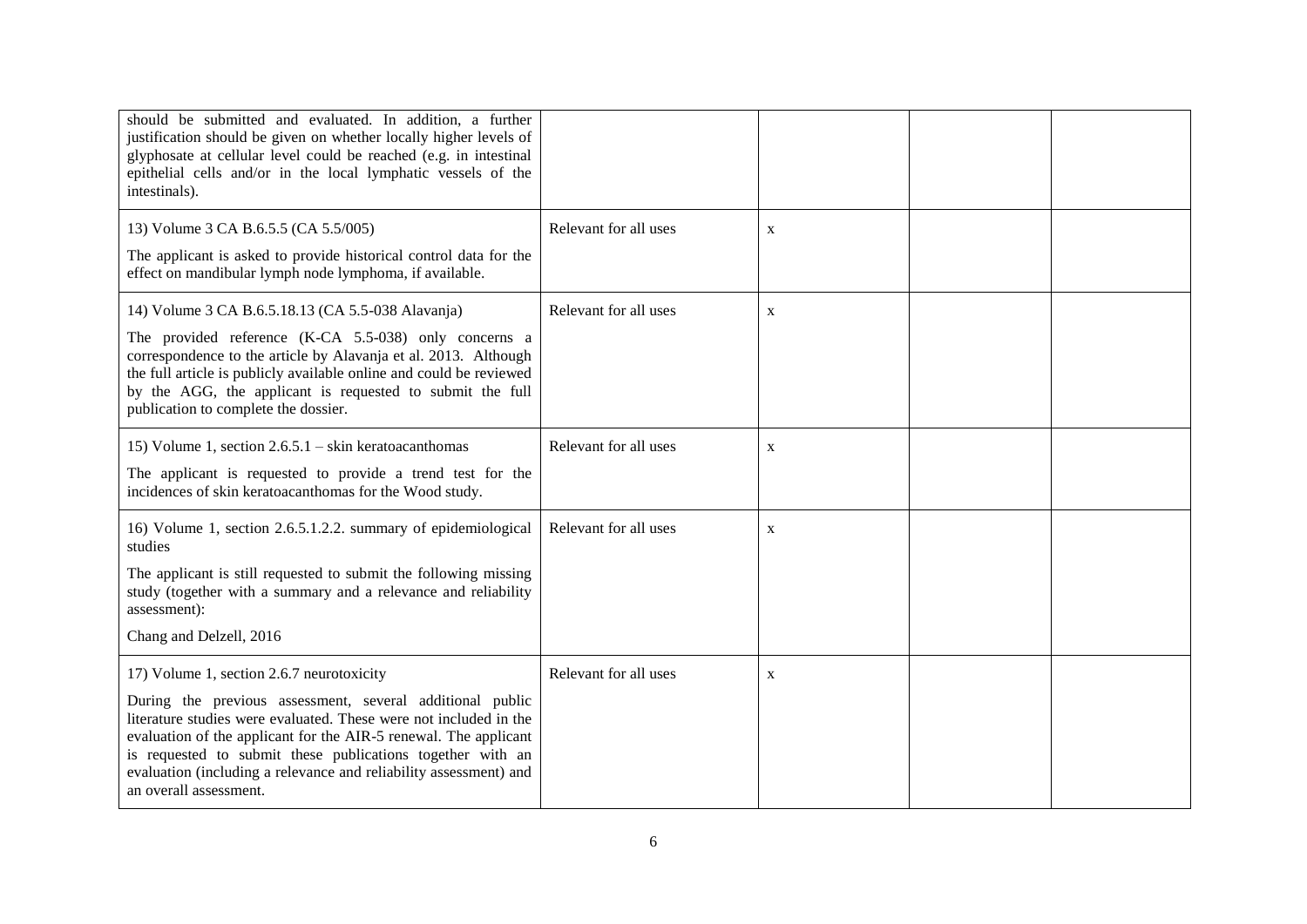| | | | | |
|---|---|---|---|---|
| should be submitted and evaluated. In addition, a further justification should be given on whether locally higher levels of glyphosate at cellular level could be reached (e.g. in intestinal epithelial cells and/or in the local lymphatic vessels of the intestinals). | | | | |
| 13) Volume 3 CA B.6.5.5 (CA 5.5/005)<br><br>The applicant is asked to provide historical control data for the effect on mandibular lymph node lymphoma, if available. | Relevant for all uses | x | | |
| 14) Volume 3 CA B.6.5.18.13 (CA 5.5-038 Alavanja)<br><br>The provided reference (K-CA 5.5-038) only concerns a correspondence to the article by Alavanja et al. 2013. Although the full article is publicly available online and could be reviewed by the AGG, the applicant is requested to submit the full publication to complete the dossier. | Relevant for all uses | x | | |
| 15) Volume 1, section 2.6.5.1 – skin keratoacanthomas<br><br>The applicant is requested to provide a trend test for the incidences of skin keratoacanthomas for the Wood study. | Relevant for all uses | x | | |
| 16) Volume 1, section 2.6.5.1.2.2. summary of epidemiological studies<br><br>The applicant is still requested to submit the following missing study (together with a summary and a relevance and reliability assessment):<br><br>Chang and Delzell, 2016 | Relevant for all uses | x | | |
| 17) Volume 1, section 2.6.7 neurotoxicity<br><br>During the previous assessment, several additional public literature studies were evaluated. These were not included in the evaluation of the applicant for the AIR-5 renewal. The applicant is requested to submit these publications together with an evaluation (including a relevance and reliability assessment) and an overall assessment. | Relevant for all uses | x | | |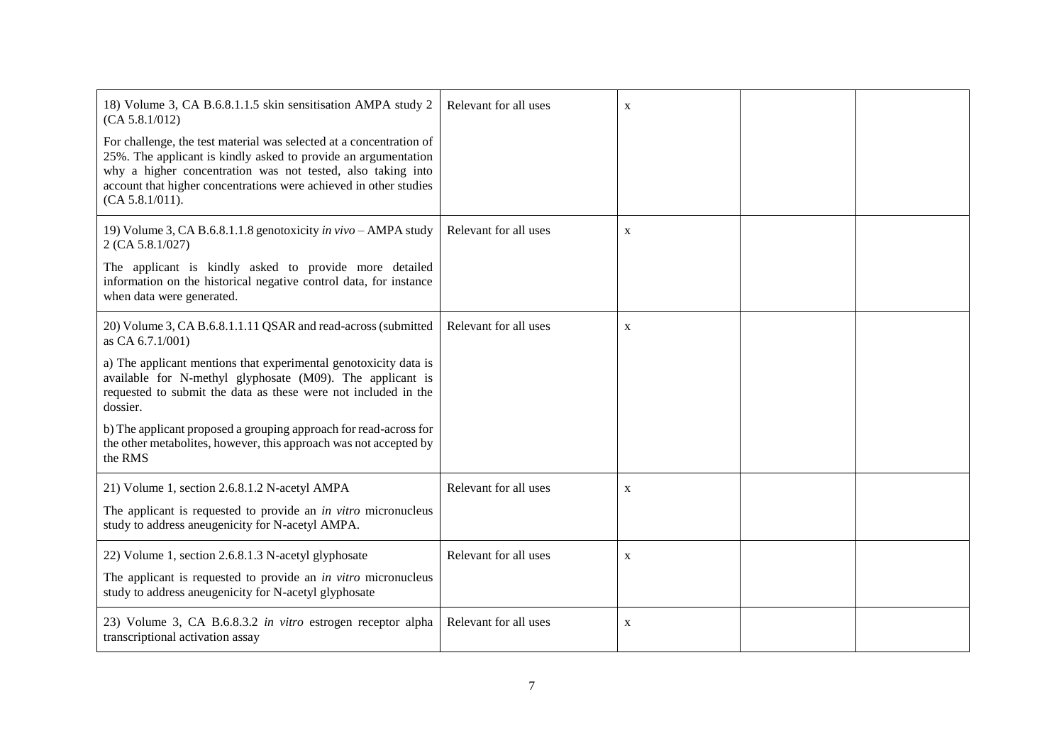| | | | | |
|---|---|---|---|---|
| 18) Volume 3, CA B.6.8.1.1.5 skin sensitisation AMPA study 2 (CA 5.8.1/012)<br><br>For challenge, the test material was selected at a concentration of 25%. The applicant is kindly asked to provide an argumentation why a higher concentration was not tested, also taking into account that higher concentrations were achieved in other studies (CA 5.8.1/011). | Relevant for all uses | x | | |
| 19) Volume 3, CA B.6.8.1.1.8 genotoxicity *in vivo* – AMPA study 2 (CA 5.8.1/027)<br><br>The applicant is kindly asked to provide more detailed information on the historical negative control data, for instance when data were generated. | Relevant for all uses | x | | |
| 20) Volume 3, CA B.6.8.1.1.11 QSAR and read-across (submitted as CA 6.7.1/001)<br><br>a) The applicant mentions that experimental genotoxicity data is available for N-methyl glyphosate (M09). The applicant is requested to submit the data as these were not included in the dossier.<br><br>b) The applicant proposed a grouping approach for read-across for the other metabolites, however, this approach was not accepted by the RMS | Relevant for all uses | x | | |
| 21) Volume 1, section 2.6.8.1.2 N-acetyl AMPA<br><br>The applicant is requested to provide an *in vitro* micronucleus study to address aneugenicity for N-acetyl AMPA. | Relevant for all uses | x | | |
| 22) Volume 1, section 2.6.8.1.3 N-acetyl glyphosate<br><br>The applicant is requested to provide an *in vitro* micronucleus study to address aneugenicity for N-acetyl glyphosate | Relevant for all uses | x | | |
| 23) Volume 3, CA B.6.8.3.2 *in vitro* estrogen receptor alpha transcriptional activation assay | Relevant for all uses | x | | |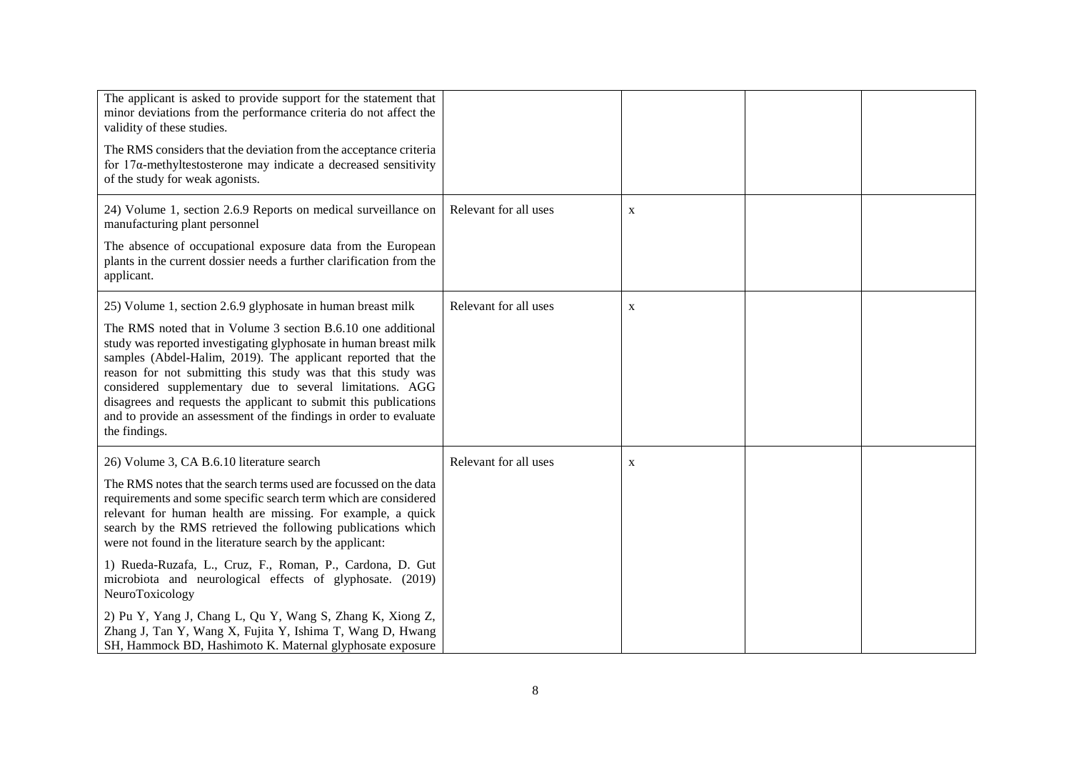| | | | | |
|---|---|---|---|---|
| The applicant is asked to provide support for the statement that minor deviations from the performance criteria do not affect the validity of these studies.<br><br>The RMS considers that the deviation from the acceptance criteria for 17α-methyltestosterone may indicate a decreased sensitivity of the study for weak agonists. | | | | |
| 24) Volume 1, section 2.6.9 Reports on medical surveillance on manufacturing plant personnel<br><br>The absence of occupational exposure data from the European plants in the current dossier needs a further clarification from the applicant. | Relevant for all uses | x | | |
| 25) Volume 1, section 2.6.9 glyphosate in human breast milk<br><br>The RMS noted that in Volume 3 section B.6.10 one additional study was reported investigating glyphosate in human breast milk samples (Abdel-Halim, 2019). The applicant reported that the reason for not submitting this study was that this study was considered supplementary due to several limitations. AGG disagrees and requests the applicant to submit this publications and to provide an assessment of the findings in order to evaluate the findings. | Relevant for all uses | x | | |
| 26) Volume 3, CA B.6.10 literature search<br><br>The RMS notes that the search terms used are focussed on the data requirements and some specific search term which are considered relevant for human health are missing. For example, a quick search by the RMS retrieved the following publications which were not found in the literature search by the applicant:<br><br>1) Rueda-Ruzafa, L., Cruz, F., Roman, P., Cardona, D. Gut microbiota and neurological effects of glyphosate. (2019) NeuroToxicology<br><br>2) Pu Y, Yang J, Chang L, Qu Y, Wang S, Zhang K, Xiong Z, Zhang J, Tan Y, Wang X, Fujita Y, Ishima T, Wang D, Hwang SH, Hammock BD, Hashimoto K. Maternal glyphosate exposure | Relevant for all uses | x | | |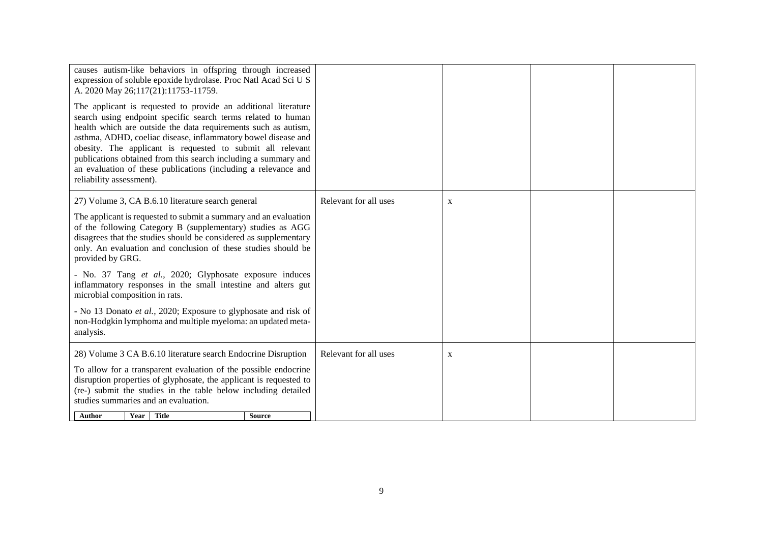| | | | | |
|---|---|---|---|---|
| causes autism-like behaviors in offspring through increased expression of soluble epoxide hydrolase. Proc Natl Acad Sci U S A. 2020 May 26;117(21):11753-11759.<br><br>The applicant is requested to provide an additional literature search using endpoint specific search terms related to human health which are outside the data requirements such as autism, asthma, ADHD, coeliac disease, inflammatory bowel disease and obesity. The applicant is requested to submit all relevant publications obtained from this search including a summary and an evaluation of these publications (including a relevance and reliability assessment). | | | | |
| 27) Volume 3, CA B.6.10 literature search general<br><br>The applicant is requested to submit a summary and an evaluation of the following Category B (supplementary) studies as AGG disagrees that the studies should be considered as supplementary only. An evaluation and conclusion of these studies should be provided by GRG.<br><br>- No. 37 Tang *et al.*, 2020; Glyphosate exposure induces inflammatory responses in the small intestine and alters gut microbial composition in rats.<br><br>- No 13 Donato *et al.*, 2020; Exposure to glyphosate and risk of non-Hodgkin lymphoma and multiple myeloma: an updated meta-analysis. | Relevant for all uses | x | | |
| 28) Volume 3 CA B.6.10 literature search Endocrine Disruption<br><br>To allow for a transparent evaluation of the possible endocrine disruption properties of glyphosate, the applicant is requested to (re-) submit the studies in the table below including detailed studies summaries and an evaluation.<br><br>**Author** \| **Year** \| **Title** \| **Source** | Relevant for all uses | x | | |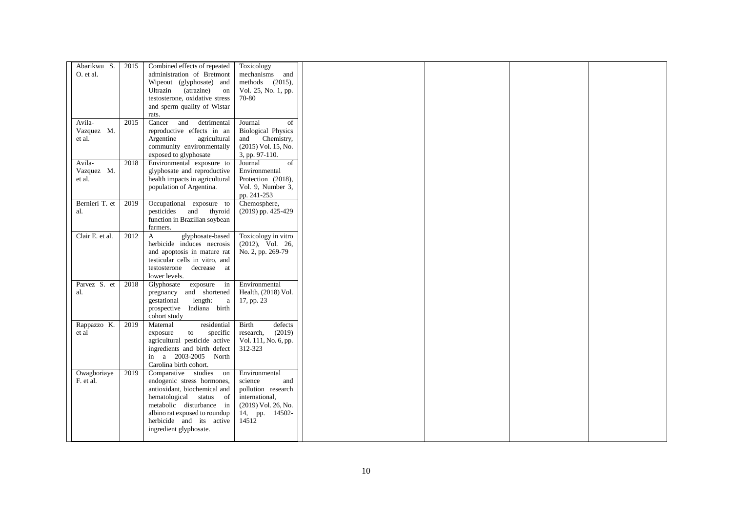| | | | | | | | |
|---|---|---|---|---|---|---|---|
| Abarikwu S. O. et al. | 2015 | Combined effects of repeated administration of Bretmont Wipeout (glyphosate) and Ultrazin (atrazine) on testosterone, oxidative stress and sperm quality of Wistar rats. | Toxicology mechanisms and methods (2015), Vol. 25, No. 1, pp. 70-80 | | | | |
| Avila-Vazquez M. et al. | 2015 | Cancer and detrimental reproductive effects in an Argentine agricultural community environmentally exposed to glyphosate | Journal of Biological Physics and Chemistry, (2015) Vol. 15, No. 3, pp. 97-110. | | | | |
| Avila-Vazquez M. et al. | 2018 | Environmental exposure to glyphosate and reproductive health impacts in agricultural population of Argentina. | Journal of Environmental Protection (2018), Vol. 9, Number 3, pp. 241-253 | | | | |
| Bernieri T. et al. | 2019 | Occupational exposure to pesticides and thyroid function in Brazilian soybean farmers. | Chemosphere, (2019) pp. 425-429 | | | | |
| Clair E. et al. | 2012 | A glyphosate-based herbicide induces necrosis and apoptosis in mature rat testicular cells in vitro, and testosterone decrease at lower levels. | Toxicology in vitro (2012), Vol. 26, No. 2, pp. 269-79 | | | | |
| Parvez S. et al. | 2018 | Glyphosate exposure in pregnancy and shortened gestational length: a prospective Indiana birth cohort study | Environmental Health, (2018) Vol. 17, pp. 23 | | | | |
| Rappazzo K. et al | 2019 | Maternal residential exposure to specific agricultural pesticide active ingredients and birth defect in a 2003-2005 North Carolina birth cohort. | Birth defects research, (2019) Vol. 111, No. 6, pp. 312-323 | | | | |
| Owagboriaye F. et al. | 2019 | Comparative studies on endogenic stress hormones, antioxidant, biochemical and hematological status of metabolic disturbance in albino rat exposed to roundup herbicide and its active ingredient glyphosate. | Environmental science and pollution research international, (2019) Vol. 26, No. 14, pp. 14502-14512 | | | | |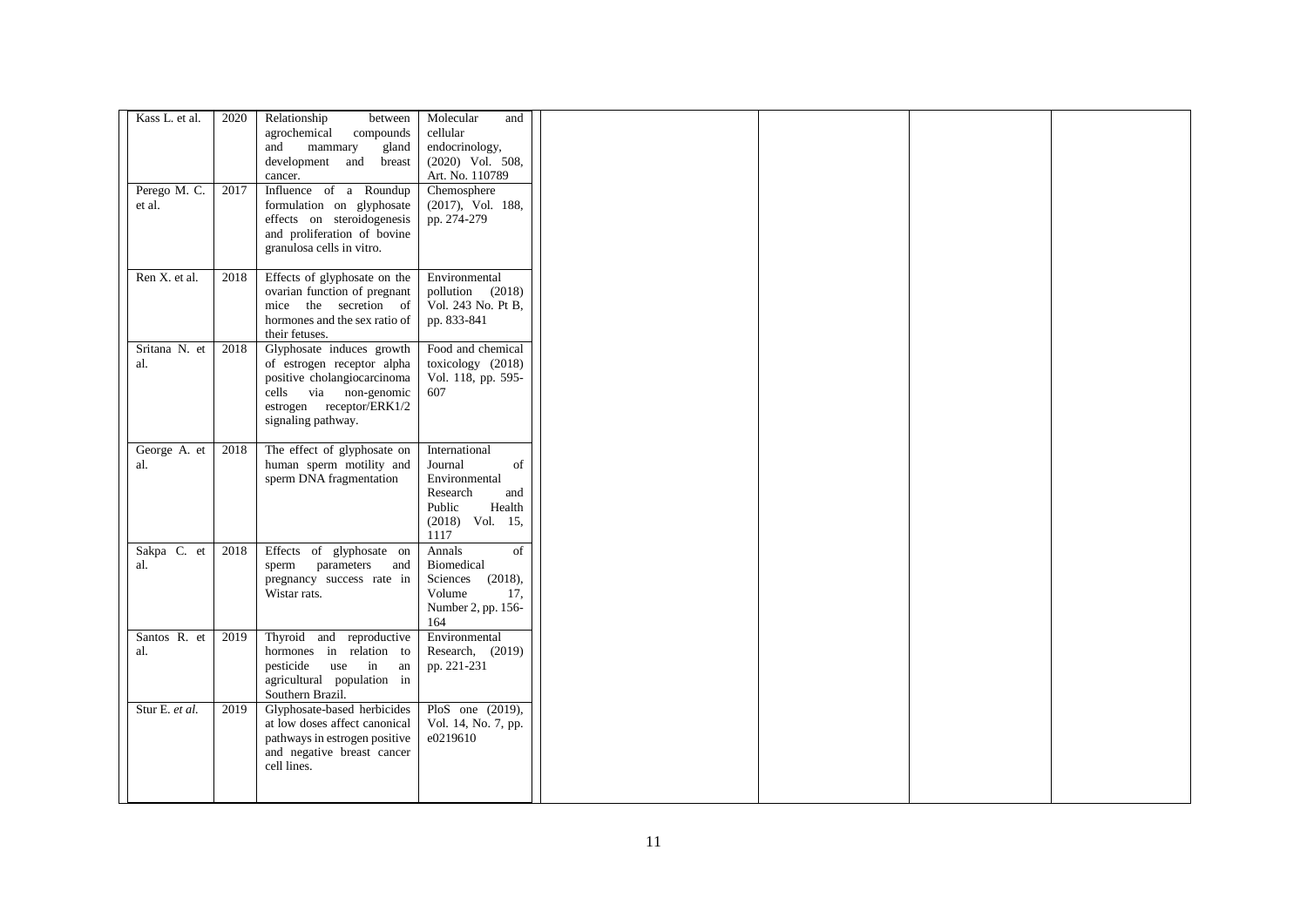| | | | | | | | |
|---|---|---|---|---|---|---|---|
| Kass L. et al. | 2020 | Relationship between agrochemical compounds and mammary gland development and breast cancer. | Molecular and cellular endocrinology, (2020) Vol. 508, Art. No. 110789 | | | | |
| Perego M. C. et al. | 2017 | Influence of a Roundup formulation on glyphosate effects on steroidogenesis and proliferation of bovine granulosa cells in vitro. | Chemosphere (2017), Vol. 188, pp. 274-279 | | | | |
| Ren X. et al. | 2018 | Effects of glyphosate on the ovarian function of pregnant mice the secretion of hormones and the sex ratio of their fetuses. | Environmental pollution (2018) Vol. 243 No. Pt B, pp. 833-841 | | | | |
| Sritana N. et al. | 2018 | Glyphosate induces growth of estrogen receptor alpha positive cholangiocarcinoma cells via non-genomic estrogen receptor/ERK1/2 signaling pathway. | Food and chemical toxicology (2018) Vol. 118, pp. 595-607 | | | | |
| George A. et al. | 2018 | The effect of glyphosate on human sperm motility and sperm DNA fragmentation | International Journal of Environmental Research and Public Health (2018) Vol. 15, 1117 | | | | |
| Sakpa C. et al. | 2018 | Effects of glyphosate on sperm parameters and pregnancy success rate in Wistar rats. | Annals of Biomedical Sciences (2018), Volume 17, Number 2, pp. 156-164 | | | | |
| Santos R. et al. | 2019 | Thyroid and reproductive hormones in relation to pesticide use in an agricultural population in Southern Brazil. | Environmental Research, (2019) pp. 221-231 | | | | |
| Stur E. *et al.* | 2019 | Glyphosate-based herbicides at low doses affect canonical pathways in estrogen positive and negative breast cancer cell lines. | PloS one (2019), Vol. 14, No. 7, pp. e0219610 | | | | |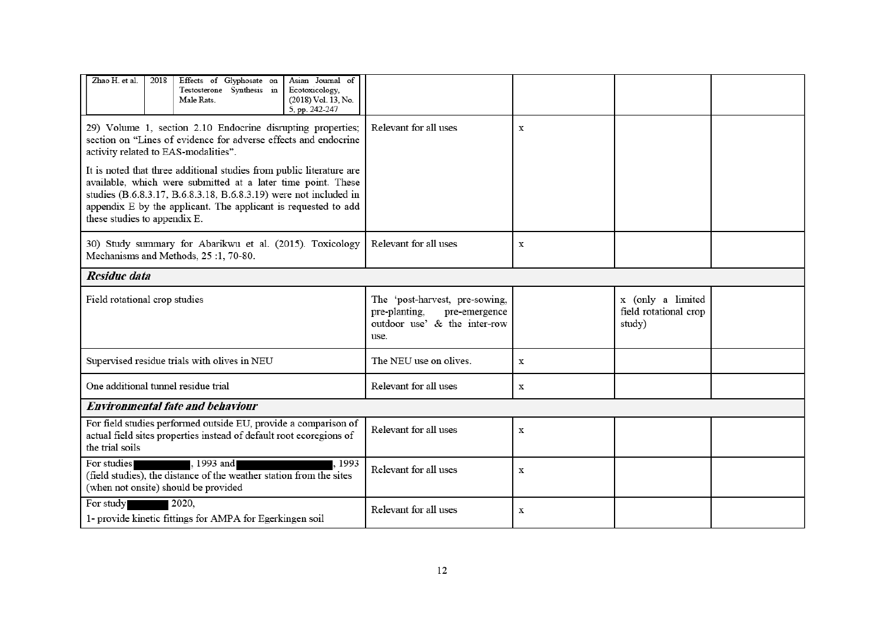| | | | | |
|---|---|---|---|---|
| Zhao H. et al. \| 2018 \| Effects of Glyphosate on Testosterone Synthesis in Male Rats. \| Asian Journal of Ecotoxicology, (2018) Vol. 13, No. 5, pp. 242-247 | | | | |
| 29) Volume 1, section 2.10 Endocrine disrupting properties; section on "Lines of evidence for adverse effects and endocrine activity related to EAS-modalities".<br><br>It is noted that three additional studies from public literature are available, which were submitted at a later time point. These studies (B.6.8.3.17, B.6.8.3.18, B.6.8.3.19) were not included in appendix E by the applicant. The applicant is requested to add these studies to appendix E. | Relevant for all uses | x | | |
| 30) Study summary for Abarikwu et al. (2015). Toxicology Mechanisms and Methods, 25 :1, 70-80. | Relevant for all uses | x | | |
| ***Residue data*** | | | | |
| Field rotational crop studies | The 'post-harvest, pre-sowing, pre-planting, pre-emergence outdoor use' & the inter-row use. | | x (only a limited field rotational crop study) | |
| Supervised residue trials with olives in NEU | The NEU use on olives. | x | | |
| One additional tunnel residue trial | Relevant for all uses | x | | |
| ***Environmental fate and behaviour*** | | | | |
| For field studies performed outside EU, provide a comparison of actual field sites properties instead of default root ecoregions of the trial soils | Relevant for all uses | x | | |
| For studies ██████, 1993 and ██████, 1993 (field studies), the distance of the weather station from the sites (when not onsite) should be provided | Relevant for all uses | x | | |
| For study ██████ 2020,<br>1- provide kinetic fittings for AMPA for Egerkingen soil | Relevant for all uses | x | | |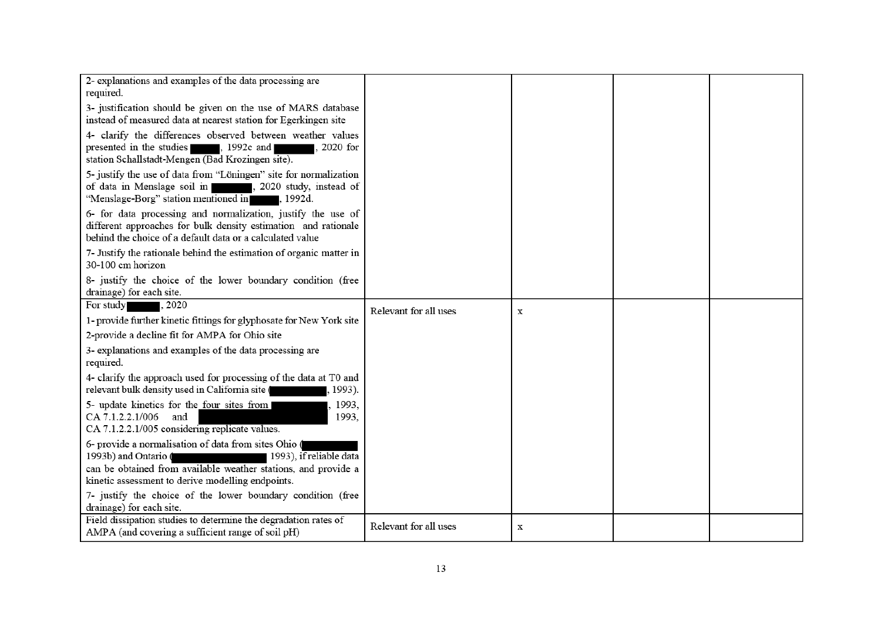| | | | | |
|---|---|---|---|---|
| 2- explanations and examples of the data processing are required.<br><br>3- justification should be given on the use of MARS database instead of measured data at nearest station for Egerkingen site<br><br>4- clarify the differences observed between weather values presented in the studies ■■■, 1992c and ■■■, 2020 for station Schallstadt-Mengen (Bad Krozingen site).<br><br>5- justify the use of data from "Löningen" site for normalization of data in Menslage soil in ■■■, 2020 study, instead of "Menslage-Borg" station mentioned in ■■■, 1992d.<br><br>6- for data processing and normalization, justify the use of different approaches for bulk density estimation and rationale behind the choice of a default data or a calculated value<br><br>7- Justify the rationale behind the estimation of organic matter in 30-100 cm horizon<br><br>8- justify the choice of the lower boundary condition (free drainage) for each site. | | | | |
| For study ■■■, 2020<br><br>1- provide further kinetic fittings for glyphosate for New York site<br><br>2-provide a decline fit for AMPA for Ohio site<br><br>3- explanations and examples of the data processing are required.<br><br>4- clarify the approach used for processing of the data at T0 and relevant bulk density used in California site (■■■, 1993).<br><br>5- update kinetics for the four sites from ■■■, 1993, CA 7.1.2.2.1/006 and ■■■ 1993, CA 7.1.2.2.1/005 considering replicate values.<br><br>6- provide a normalisation of data from sites Ohio (■■■ 1993b) and Ontario (■■■ 1993), if reliable data can be obtained from available weather stations, and provide a kinetic assessment to derive modelling endpoints.<br><br>7- justify the choice of the lower boundary condition (free drainage) for each site. | Relevant for all uses | x | | |
| Field dissipation studies to determine the degradation rates of AMPA (and covering a sufficient range of soil pH) | Relevant for all uses | x | | |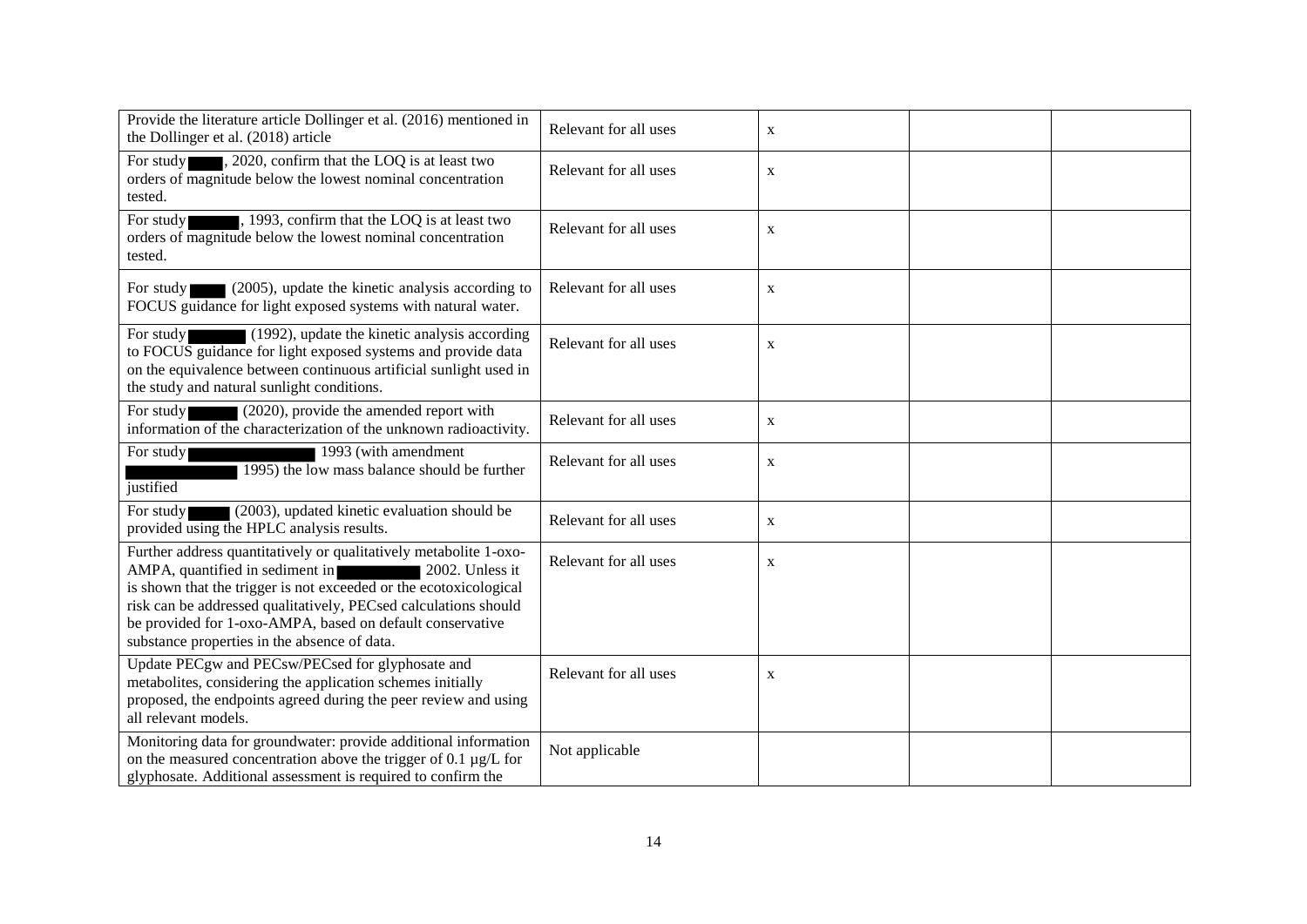| | | | | |
|---|---|---|---|---|
| Provide the literature article Dollinger et al. (2016) mentioned in the Dollinger et al. (2018) article | Relevant for all uses | x | | |
| For study ███, 2020, confirm that the LOQ is at least two orders of magnitude below the lowest nominal concentration tested. | Relevant for all uses | x | | |
| For study ███, 1993, confirm that the LOQ is at least two orders of magnitude below the lowest nominal concentration tested. | Relevant for all uses | x | | |
| For study ███ (2005), update the kinetic analysis according to FOCUS guidance for light exposed systems with natural water. | Relevant for all uses | x | | |
| For study ███ (1992), update the kinetic analysis according to FOCUS guidance for light exposed systems and provide data on the equivalence between continuous artificial sunlight used in the study and natural sunlight conditions. | Relevant for all uses | x | | |
| For study ███ (2020), provide the amended report with information of the characterization of the unknown radioactivity. | Relevant for all uses | x | | |
| For study ███ 1993 (with amendment ███ 1995) the low mass balance should be further justified | Relevant for all uses | x | | |
| For study ███ (2003), updated kinetic evaluation should be provided using the HPLC analysis results. | Relevant for all uses | x | | |
| Further address quantitatively or qualitatively metabolite 1-oxo-AMPA, quantified in sediment in ███ 2002. Unless it is shown that the trigger is not exceeded or the ecotoxicological risk can be addressed qualitatively, PECsed calculations should be provided for 1-oxo-AMPA, based on default conservative substance properties in the absence of data. | Relevant for all uses | x | | |
| Update PECgw and PECsw/PECsed for glyphosate and metabolites, considering the application schemes initially proposed, the endpoints agreed during the peer review and using all relevant models. | Relevant for all uses | x | | |
| Monitoring data for groundwater: provide additional information on the measured concentration above the trigger of 0.1 µg/L for glyphosate. Additional assessment is required to confirm the | Not applicable | | | |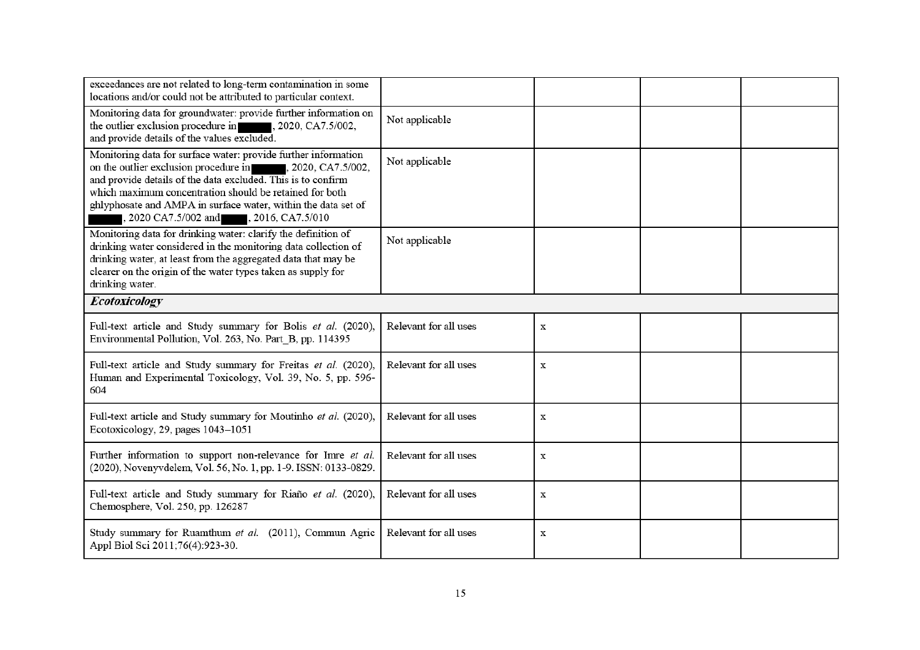| | | | | |
|---|---|---|---|---|
| exceedances are not related to long-term contamination in some locations and/or could not be attributed to particular context. | | | | |
| Monitoring data for groundwater: provide further information on the outlier exclusion procedure in ▇▇▇▇, 2020, CA7.5/002, and provide details of the values excluded. | Not applicable | | | |
| Monitoring data for surface water: provide further information on the outlier exclusion procedure in ▇▇▇▇, 2020, CA7.5/002, and provide details of the data excluded. This is to confirm which maximum concentration should be retained for both ghlyphosate and AMPA in surface water, within the data set of ▇▇▇▇, 2020 CA7.5/002 and ▇▇▇▇, 2016, CA7.5/010 | Not applicable | | | |
| Monitoring data for drinking water: clarify the definition of drinking water considered in the monitoring data collection of drinking water, at least from the aggregated data that may be clearer on the origin of the water types taken as supply for drinking water. | Not applicable | | | |
| ***Ecotoxicology*** | | | | |
| Full-text article and Study summary for Bolis *et al.* (2020), Environmental Pollution, Vol. 263, No. Part_B, pp. 114395 | Relevant for all uses | x | | |
| Full-text article and Study summary for Freitas *et al.* (2020), Human and Experimental Toxicology, Vol. 39, No. 5, pp. 596-604 | Relevant for all uses | x | | |
| Full-text article and Study summary for Moutinho *et al.* (2020), Ecotoxicology, 29, pages 1043–1051 | Relevant for all uses | x | | |
| Further information to support non-relevance for Imre *et al.* (2020), Novenyvdelem, Vol. 56, No. 1, pp. 1-9. ISSN: 0133-0829. | Relevant for all uses | x | | |
| Full-text article and Study summary for Riaño *et al.* (2020), Chemosphere, Vol. 250, pp. 126287 | Relevant for all uses | x | | |
| Study summary for Ruamthum *et al.* (2011), Commun Agric Appl Biol Sci 2011;76(4):923-30. | Relevant for all uses | x | | |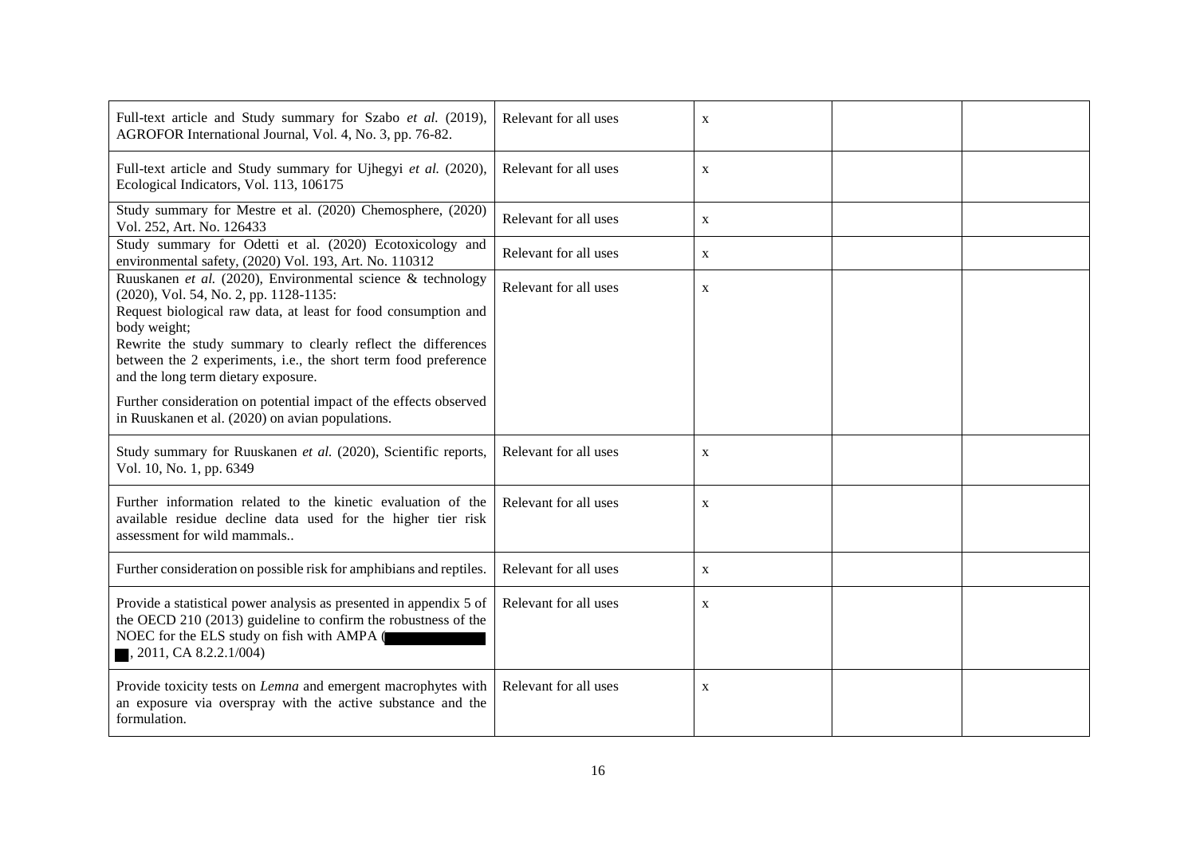| | | | | |
|---|---|---|---|---|
| Full-text article and Study summary for Szabo *et al.* (2019), AGROFOR International Journal, Vol. 4, No. 3, pp. 76-82. | Relevant for all uses | x | | |
| Full-text article and Study summary for Ujhegyi *et al.* (2020), Ecological Indicators, Vol. 113, 106175 | Relevant for all uses | x | | |
| Study summary for Mestre et al. (2020) Chemosphere, (2020) Vol. 252, Art. No. 126433 | Relevant for all uses | x | | |
| Study summary for Odetti et al. (2020) Ecotoxicology and environmental safety, (2020) Vol. 193, Art. No. 110312 | Relevant for all uses | x | | |
| Ruuskanen *et al.* (2020), Environmental science & technology (2020), Vol. 54, No. 2, pp. 1128-1135:<br>Request biological raw data, at least for food consumption and body weight;<br>Rewrite the study summary to clearly reflect the differences between the 2 experiments, i.e., the short term food preference and the long term dietary exposure.<br><br>Further consideration on potential impact of the effects observed in Ruuskanen et al. (2020) on avian populations. | Relevant for all uses | x | | |
| Study summary for Ruuskanen *et al.* (2020), Scientific reports, Vol. 10, No. 1, pp. 6349 | Relevant for all uses | x | | |
| Further information related to the kinetic evaluation of the available residue decline data used for the higher tier risk assessment for wild mammals.. | Relevant for all uses | x | | |
| Further consideration on possible risk for amphibians and reptiles. | Relevant for all uses | x | | |
| Provide a statistical power analysis as presented in appendix 5 of the OECD 210 (2013) guideline to confirm the robustness of the NOEC for the ELS study on fish with AMPA (████████ ██, 2011, CA 8.2.2.1/004) | Relevant for all uses | x | | |
| Provide toxicity tests on *Lemna* and emergent macrophytes with an exposure via overspray with the active substance and the formulation. | Relevant for all uses | x | | |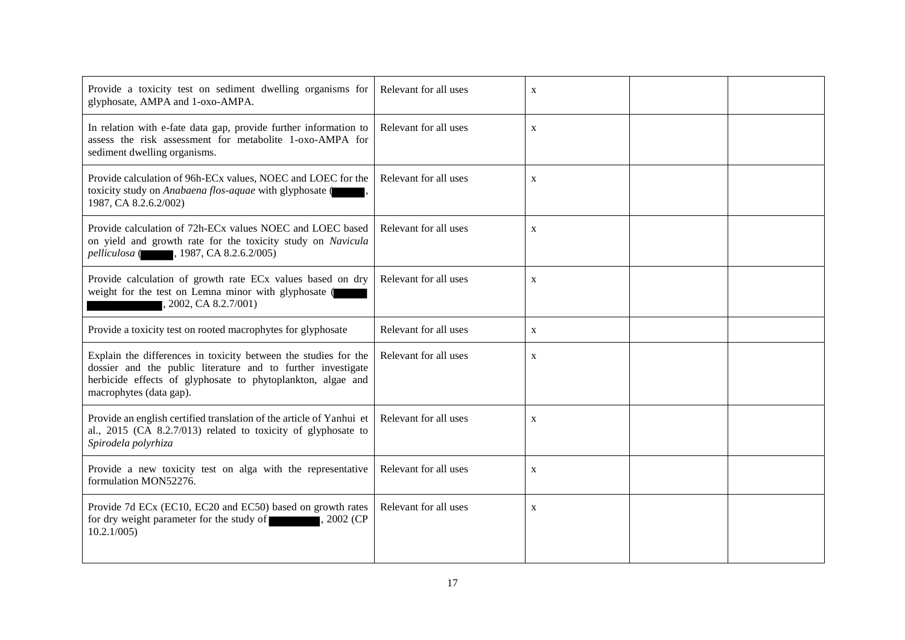| | | | | |
|---|---|---|---|---|
| Provide a toxicity test on sediment dwelling organisms for glyphosate, AMPA and 1-oxo-AMPA. | Relevant for all uses | x | | |
| In relation with e-fate data gap, provide further information to assess the risk assessment for metabolite 1-oxo-AMPA for sediment dwelling organisms. | Relevant for all uses | x | | |
| Provide calculation of 96h-ECx values, NOEC and LOEC for the toxicity study on *Anabaena flos-aquae* with glyphosate (█████, 1987, CA 8.2.6.2/002) | Relevant for all uses | x | | |
| Provide calculation of 72h-ECx values NOEC and LOEC based on yield and growth rate for the toxicity study on *Navicula pelliculosa* (█████, 1987, CA 8.2.6.2/005) | Relevant for all uses | x | | |
| Provide calculation of growth rate ECx values based on dry weight for the test on Lemna minor with glyphosate (█████ █████████, 2002, CA 8.2.7/001) | Relevant for all uses | x | | |
| Provide a toxicity test on rooted macrophytes for glyphosate | Relevant for all uses | x | | |
| Explain the differences in toxicity between the studies for the dossier and the public literature and to further investigate herbicide effects of glyphosate to phytoplankton, algae and macrophytes (data gap). | Relevant for all uses | x | | |
| Provide an english certified translation of the article of Yanhui et al., 2015 (CA 8.2.7/013) related to toxicity of glyphosate to *Spirodela polyrhiza* | Relevant for all uses | x | | |
| Provide a new toxicity test on alga with the representative formulation MON52276. | Relevant for all uses | x | | |
| Provide 7d ECx (EC10, EC20 and EC50) based on growth rates for dry weight parameter for the study of ████████, 2002 (CP 10.2.1/005) | Relevant for all uses | x | | |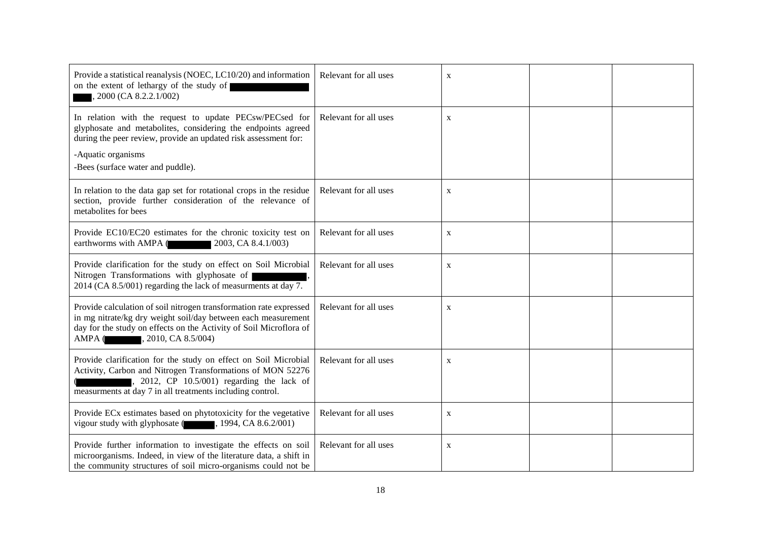| | | | | |
|---|---|---|---|---|
| Provide a statistical reanalysis (NOEC, LC10/20) and information on the extent of lethargy of the study of ███████, 2000 (CA 8.2.2.1/002) | Relevant for all uses | x | | |
| In relation with the request to update PECsw/PECsed for glyphosate and metabolites, considering the endpoints agreed during the peer review, provide an updated risk assessment for:<br><br>-Aquatic organisms<br>-Bees (surface water and puddle). | Relevant for all uses | x | | |
| In relation to the data gap set for rotational crops in the residue section, provide further consideration of the relevance of metabolites for bees | Relevant for all uses | x | | |
| Provide EC10/EC20 estimates for the chronic toxicity test on earthworms with AMPA (███████ 2003, CA 8.4.1/003) | Relevant for all uses | x | | |
| Provide clarification for the study on effect on Soil Microbial Nitrogen Transformations with glyphosate of ███████, 2014 (CA 8.5/001) regarding the lack of measurments at day 7. | Relevant for all uses | x | | |
| Provide calculation of soil nitrogen transformation rate expressed in mg nitrate/kg dry weight soil/day between each measurement day for the study on effects on the Activity of Soil Microflora of AMPA (███████, 2010, CA 8.5/004) | Relevant for all uses | x | | |
| Provide clarification for the study on effect on Soil Microbial Activity, Carbon and Nitrogen Transformations of MON 52276 (███████, 2012, CP 10.5/001) regarding the lack of measurments at day 7 in all treatments including control. | Relevant for all uses | x | | |
| Provide ECx estimates based on phytotoxicity for the vegetative vigour study with glyphosate (███████, 1994, CA 8.6.2/001) | Relevant for all uses | x | | |
| Provide further information to investigate the effects on soil microorganisms. Indeed, in view of the literature data, a shift in the community structures of soil micro-organisms could not be | Relevant for all uses | x | | |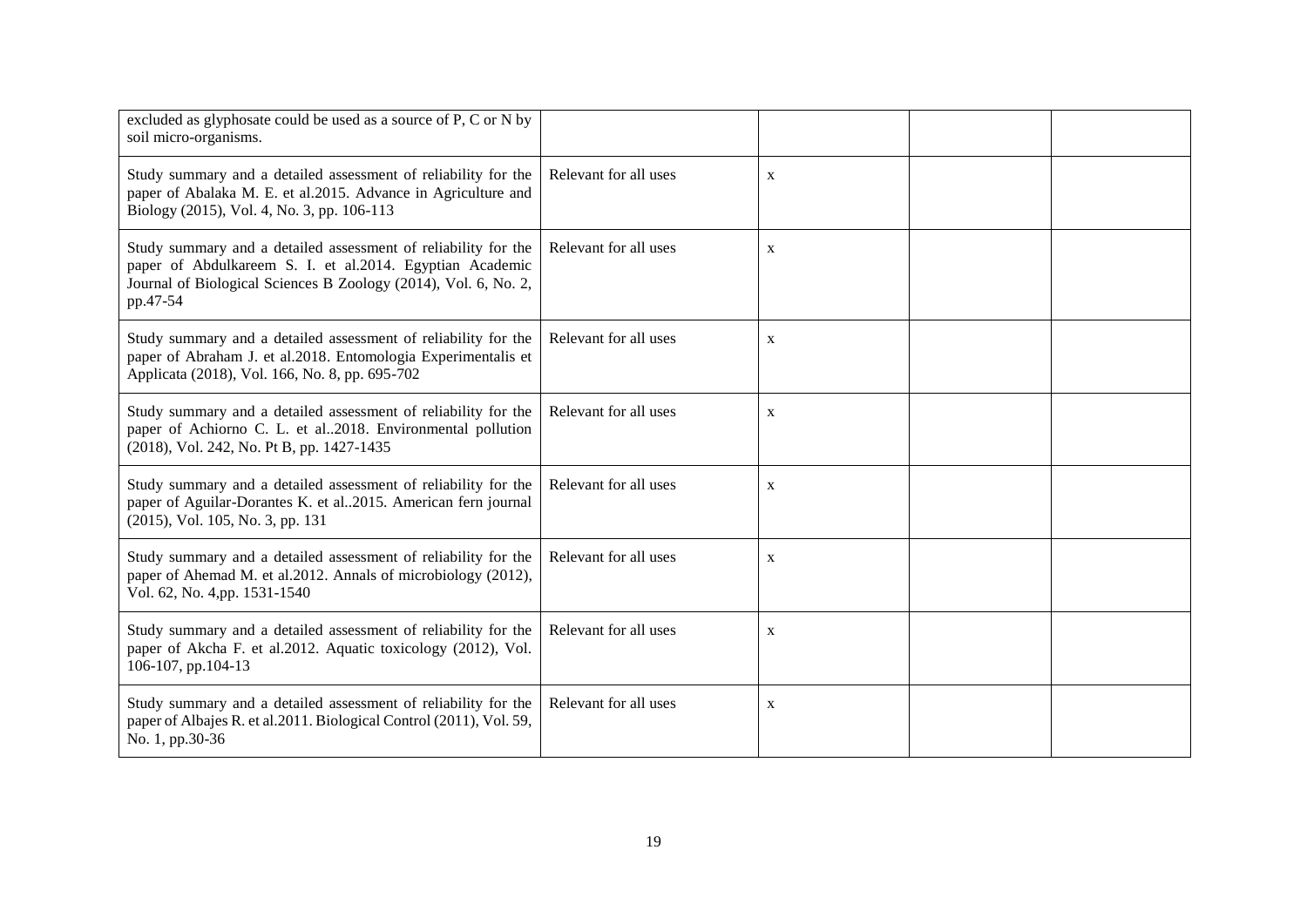| | | | | |
|---|---|---|---|---|
| excluded as glyphosate could be used as a source of P, C or N by soil micro-organisms. | | | | |
| Study summary and a detailed assessment of reliability for the paper of Abalaka M. E. et al.2015. Advance in Agriculture and Biology (2015), Vol. 4, No. 3, pp. 106-113 | Relevant for all uses | x | | |
| Study summary and a detailed assessment of reliability for the paper of Abdulkareem S. I. et al.2014. Egyptian Academic Journal of Biological Sciences B Zoology (2014), Vol. 6, No. 2, pp.47-54 | Relevant for all uses | x | | |
| Study summary and a detailed assessment of reliability for the paper of Abraham J. et al.2018. Entomologia Experimentalis et Applicata (2018), Vol. 166, No. 8, pp. 695-702 | Relevant for all uses | x | | |
| Study summary and a detailed assessment of reliability for the paper of Achiorno C. L. et al..2018. Environmental pollution (2018), Vol. 242, No. Pt B, pp. 1427-1435 | Relevant for all uses | x | | |
| Study summary and a detailed assessment of reliability for the paper of Aguilar-Dorantes K. et al..2015. American fern journal (2015), Vol. 105, No. 3, pp. 131 | Relevant for all uses | x | | |
| Study summary and a detailed assessment of reliability for the paper of Ahemad M. et al.2012. Annals of microbiology (2012), Vol. 62, No. 4,pp. 1531-1540 | Relevant for all uses | x | | |
| Study summary and a detailed assessment of reliability for the paper of Akcha F. et al.2012. Aquatic toxicology (2012), Vol. 106-107, pp.104-13 | Relevant for all uses | x | | |
| Study summary and a detailed assessment of reliability for the paper of Albajes R. et al.2011. Biological Control (2011), Vol. 59, No. 1, pp.30-36 | Relevant for all uses | x | | |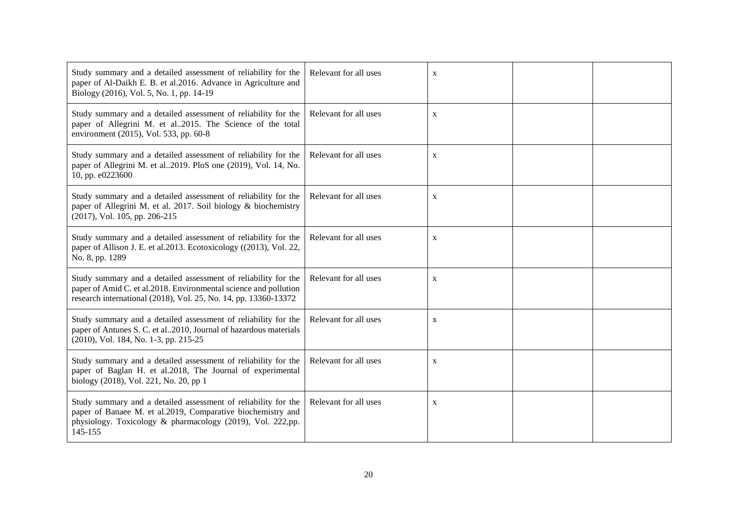| | | | | |
|---|---|---|---|---|
| Study summary and a detailed assessment of reliability for the paper of Al-Daikh E. B. et al.2016. Advance in Agriculture and Biology (2016), Vol. 5, No. 1, pp. 14-19 | Relevant for all uses | x | | |
| Study summary and a detailed assessment of reliability for the paper of Allegrini M. et al..2015. The Science of the total environment (2015), Vol. 533, pp. 60-8 | Relevant for all uses | x | | |
| Study summary and a detailed assessment of reliability for the paper of Allegrini M. et al..2019. PloS one (2019), Vol. 14, No. 10, pp. e0223600 | Relevant for all uses | x | | |
| Study summary and a detailed assessment of reliability for the paper of Allegrini M. et al. 2017. Soil biology & biochemistry (2017), Vol. 105, pp. 206-215 | Relevant for all uses | x | | |
| Study summary and a detailed assessment of reliability for the paper of Allison J. E. et al.2013. Ecotoxicology ((2013), Vol. 22, No. 8, pp. 1289 | Relevant for all uses | x | | |
| Study summary and a detailed assessment of reliability for the paper of Amid C. et al.2018. Environmental science and pollution research international (2018), Vol. 25, No. 14, pp. 13360-13372 | Relevant for all uses | x | | |
| Study summary and a detailed assessment of reliability for the paper of Antunes S. C. et al..2010, Journal of hazardous materials (2010), Vol. 184, No. 1-3, pp. 215-25 | Relevant for all uses | x | | |
| Study summary and a detailed assessment of reliability for the paper of Baglan H. et al.2018, The Journal of experimental biology (2018), Vol. 221, No. 20, pp 1 | Relevant for all uses | x | | |
| Study summary and a detailed assessment of reliability for the paper of Banaee M. et al.2019, Comparative biochemistry and physiology. Toxicology & pharmacology (2019), Vol. 222,pp. 145-155 | Relevant for all uses | x | | |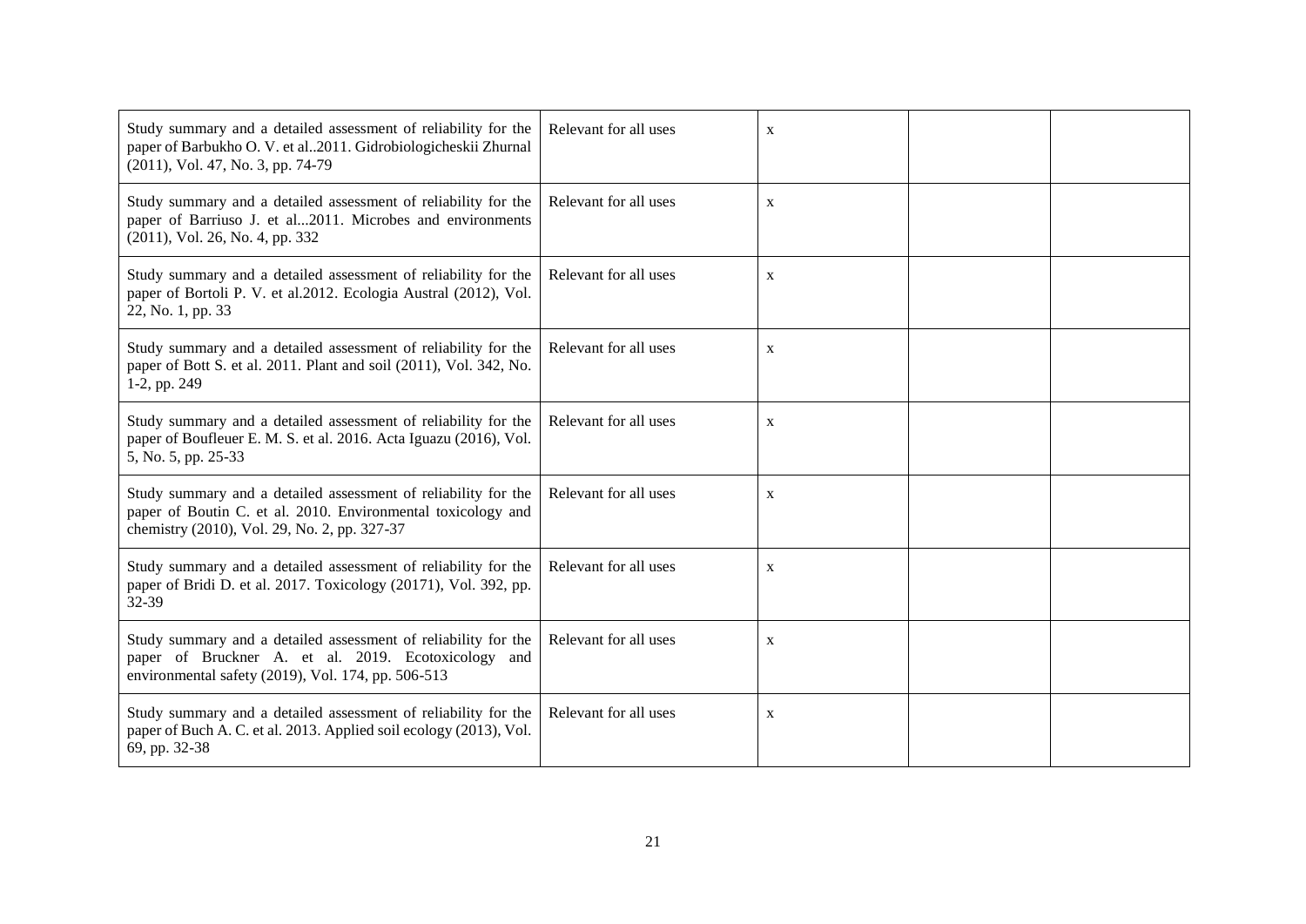| | | | | |
|---|---|---|---|---|
| Study summary and a detailed assessment of reliability for the paper of Barbukho O. V. et al..2011. Gidrobiologicheskii Zhurnal (2011), Vol. 47, No. 3, pp. 74-79 | Relevant for all uses | x | | |
| Study summary and a detailed assessment of reliability for the paper of Barriuso J. et al...2011. Microbes and environments (2011), Vol. 26, No. 4, pp. 332 | Relevant for all uses | x | | |
| Study summary and a detailed assessment of reliability for the paper of Bortoli P. V. et al.2012. Ecologia Austral (2012), Vol. 22, No. 1, pp. 33 | Relevant for all uses | x | | |
| Study summary and a detailed assessment of reliability for the paper of Bott S. et al. 2011. Plant and soil (2011), Vol. 342, No. 1-2, pp. 249 | Relevant for all uses | x | | |
| Study summary and a detailed assessment of reliability for the paper of Boufleuer E. M. S. et al. 2016. Acta Iguazu (2016), Vol. 5, No. 5, pp. 25-33 | Relevant for all uses | x | | |
| Study summary and a detailed assessment of reliability for the paper of Boutin C. et al. 2010. Environmental toxicology and chemistry (2010), Vol. 29, No. 2, pp. 327-37 | Relevant for all uses | x | | |
| Study summary and a detailed assessment of reliability for the paper of Bridi D. et al. 2017. Toxicology (20171), Vol. 392, pp. 32-39 | Relevant for all uses | x | | |
| Study summary and a detailed assessment of reliability for the paper of Bruckner A. et al. 2019. Ecotoxicology and environmental safety (2019), Vol. 174, pp. 506-513 | Relevant for all uses | x | | |
| Study summary and a detailed assessment of reliability for the paper of Buch A. C. et al. 2013. Applied soil ecology (2013), Vol. 69, pp. 32-38 | Relevant for all uses | x | | |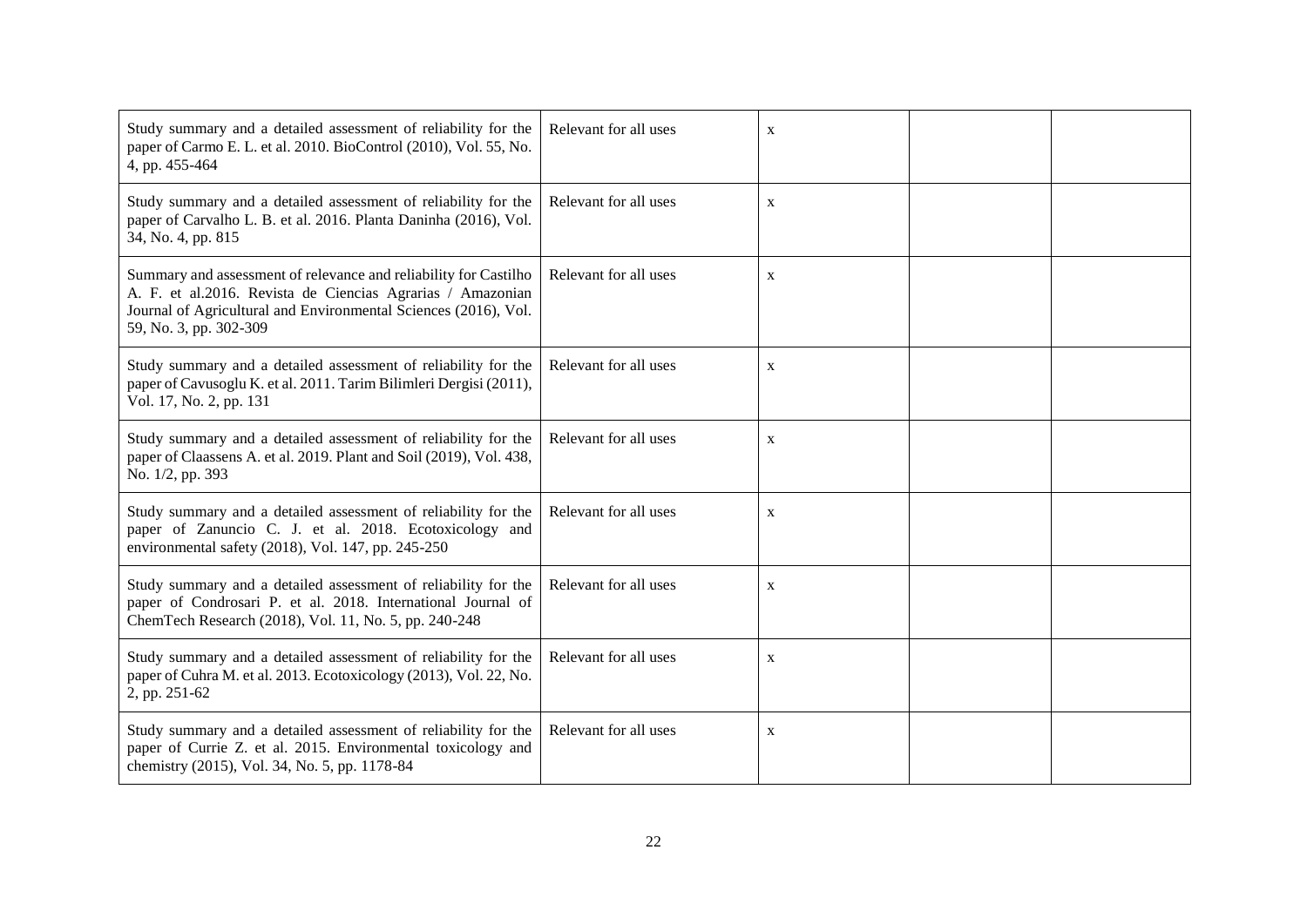|  |  |  |  |  |
|---|---|---|---|---|
| Study summary and a detailed assessment of reliability for the paper of Carmo E. L. et al. 2010. BioControl (2010), Vol. 55, No. 4, pp. 455-464 | Relevant for all uses | x |  |  |
| Study summary and a detailed assessment of reliability for the paper of Carvalho L. B. et al. 2016. Planta Daninha (2016), Vol. 34, No. 4, pp. 815 | Relevant for all uses | x |  |  |
| Summary and assessment of relevance and reliability for Castilho A. F. et al.2016. Revista de Ciencias Agrarias / Amazonian Journal of Agricultural and Environmental Sciences (2016), Vol. 59, No. 3, pp. 302-309 | Relevant for all uses | x |  |  |
| Study summary and a detailed assessment of reliability for the paper of Cavusoglu K. et al. 2011. Tarim Bilimleri Dergisi (2011), Vol. 17, No. 2, pp. 131 | Relevant for all uses | x |  |  |
| Study summary and a detailed assessment of reliability for the paper of Claassens A. et al. 2019. Plant and Soil (2019), Vol. 438, No. 1/2, pp. 393 | Relevant for all uses | x |  |  |
| Study summary and a detailed assessment of reliability for the paper of Zanuncio C. J. et al. 2018. Ecotoxicology and environmental safety (2018), Vol. 147, pp. 245-250 | Relevant for all uses | x |  |  |
| Study summary and a detailed assessment of reliability for the paper of Condrosari P. et al. 2018. International Journal of ChemTech Research (2018), Vol. 11, No. 5, pp. 240-248 | Relevant for all uses | x |  |  |
| Study summary and a detailed assessment of reliability for the paper of Cuhra M. et al. 2013. Ecotoxicology (2013), Vol. 22, No. 2, pp. 251-62 | Relevant for all uses | x |  |  |
| Study summary and a detailed assessment of reliability for the paper of Currie Z. et al. 2015. Environmental toxicology and chemistry (2015), Vol. 34, No. 5, pp. 1178-84 | Relevant for all uses | x |  |  |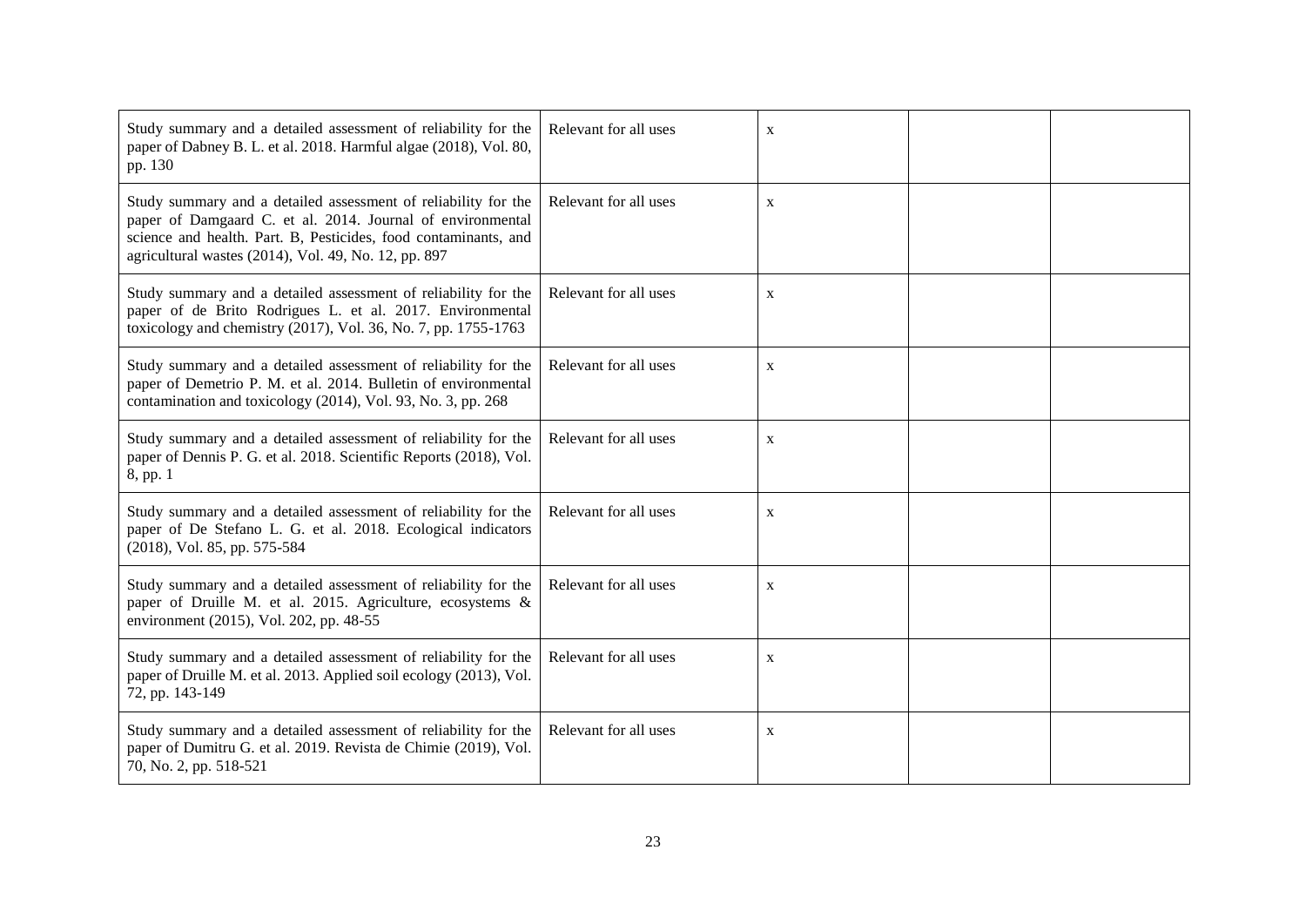| | | | | |
|---|---|---|---|---|
| Study summary and a detailed assessment of reliability for the paper of Dabney B. L. et al. 2018. Harmful algae (2018), Vol. 80, pp. 130 | Relevant for all uses | x | | |
| Study summary and a detailed assessment of reliability for the paper of Damgaard C. et al. 2014. Journal of environmental science and health. Part. B, Pesticides, food contaminants, and agricultural wastes (2014), Vol. 49, No. 12, pp. 897 | Relevant for all uses | x | | |
| Study summary and a detailed assessment of reliability for the paper of de Brito Rodrigues L. et al. 2017. Environmental toxicology and chemistry (2017), Vol. 36, No. 7, pp. 1755-1763 | Relevant for all uses | x | | |
| Study summary and a detailed assessment of reliability for the paper of Demetrio P. M. et al. 2014. Bulletin of environmental contamination and toxicology (2014), Vol. 93, No. 3, pp. 268 | Relevant for all uses | x | | |
| Study summary and a detailed assessment of reliability for the paper of Dennis P. G. et al. 2018. Scientific Reports (2018), Vol. 8, pp. 1 | Relevant for all uses | x | | |
| Study summary and a detailed assessment of reliability for the paper of De Stefano L. G. et al. 2018. Ecological indicators (2018), Vol. 85, pp. 575-584 | Relevant for all uses | x | | |
| Study summary and a detailed assessment of reliability for the paper of Druille M. et al. 2015. Agriculture, ecosystems & environment (2015), Vol. 202, pp. 48-55 | Relevant for all uses | x | | |
| Study summary and a detailed assessment of reliability for the paper of Druille M. et al. 2013. Applied soil ecology (2013), Vol. 72, pp. 143-149 | Relevant for all uses | x | | |
| Study summary and a detailed assessment of reliability for the paper of Dumitru G. et al. 2019. Revista de Chimie (2019), Vol. 70, No. 2, pp. 518-521 | Relevant for all uses | x | | |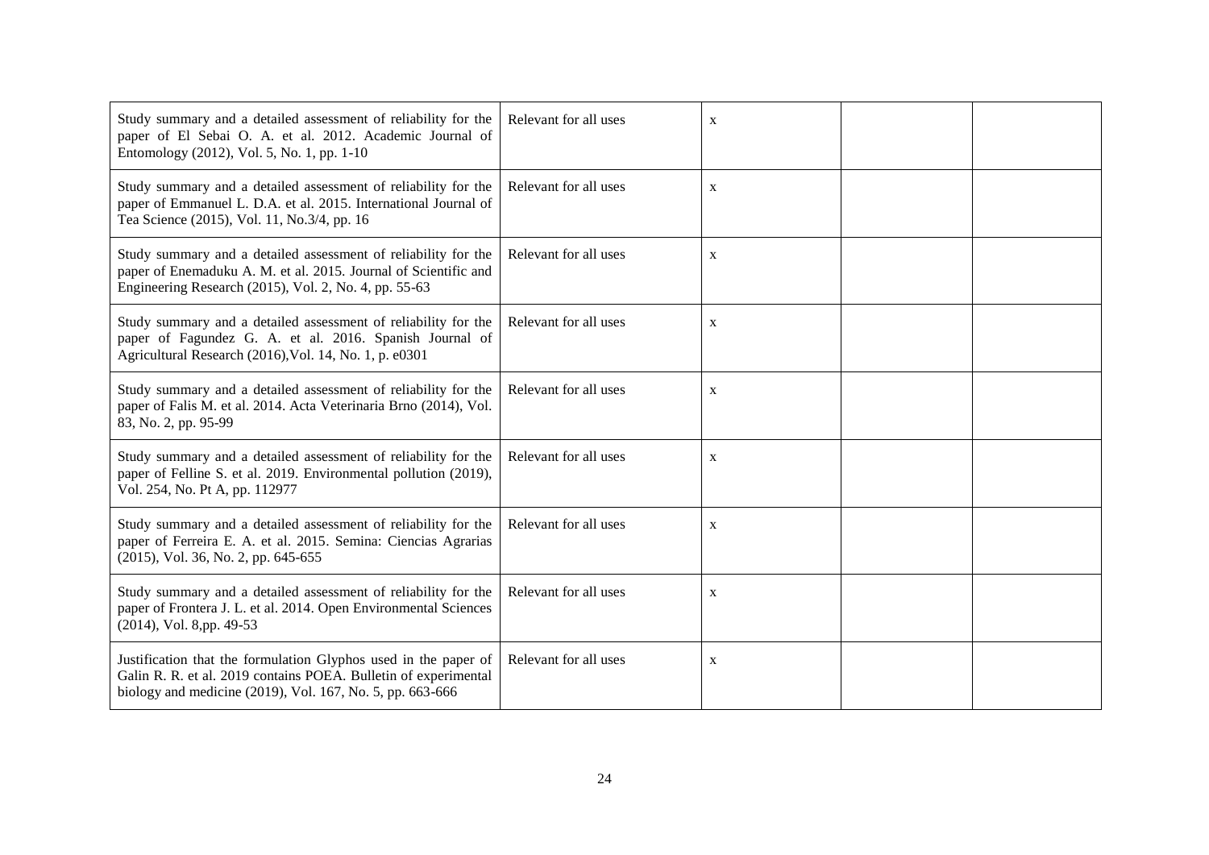| | | | | |
|---|---|---|---|---|
| Study summary and a detailed assessment of reliability for the paper of El Sebai O. A. et al. 2012. Academic Journal of Entomology (2012), Vol. 5, No. 1, pp. 1-10 | Relevant for all uses | x | | |
| Study summary and a detailed assessment of reliability for the paper of Emmanuel L. D.A. et al. 2015. International Journal of Tea Science (2015), Vol. 11, No.3/4, pp. 16 | Relevant for all uses | x | | |
| Study summary and a detailed assessment of reliability for the paper of Enemaduku A. M. et al. 2015. Journal of Scientific and Engineering Research (2015), Vol. 2, No. 4, pp. 55-63 | Relevant for all uses | x | | |
| Study summary and a detailed assessment of reliability for the paper of Fagundez G. A. et al. 2016. Spanish Journal of Agricultural Research (2016),Vol. 14, No. 1, p. e0301 | Relevant for all uses | x | | |
| Study summary and a detailed assessment of reliability for the paper of Falis M. et al. 2014. Acta Veterinaria Brno (2014), Vol. 83, No. 2, pp. 95-99 | Relevant for all uses | x | | |
| Study summary and a detailed assessment of reliability for the paper of Felline S. et al. 2019. Environmental pollution (2019), Vol. 254, No. Pt A, pp. 112977 | Relevant for all uses | x | | |
| Study summary and a detailed assessment of reliability for the paper of Ferreira E. A. et al. 2015. Semina: Ciencias Agrarias (2015), Vol. 36, No. 2, pp. 645-655 | Relevant for all uses | x | | |
| Study summary and a detailed assessment of reliability for the paper of Frontera J. L. et al. 2014. Open Environmental Sciences (2014), Vol. 8,pp. 49-53 | Relevant for all uses | x | | |
| Justification that the formulation Glyphos used in the paper of Galin R. R. et al. 2019 contains POEA. Bulletin of experimental biology and medicine (2019), Vol. 167, No. 5, pp. 663-666 | Relevant for all uses | x | | |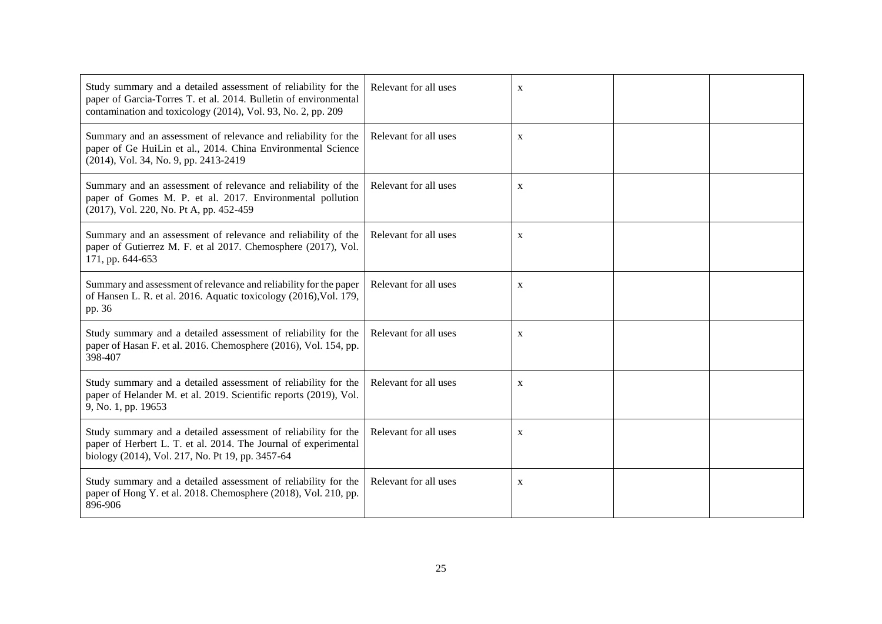| | | | | |
|---|---|---|---|---|
| Study summary and a detailed assessment of reliability for the paper of Garcia-Torres T. et al. 2014. Bulletin of environmental contamination and toxicology (2014), Vol. 93, No. 2, pp. 209 | Relevant for all uses | x | | |
| Summary and an assessment of relevance and reliability for the paper of Ge HuiLin et al., 2014. China Environmental Science (2014), Vol. 34, No. 9, pp. 2413-2419 | Relevant for all uses | x | | |
| Summary and an assessment of relevance and reliability of the paper of Gomes M. P. et al. 2017. Environmental pollution (2017), Vol. 220, No. Pt A, pp. 452-459 | Relevant for all uses | x | | |
| Summary and an assessment of relevance and reliability of the paper of Gutierrez M. F. et al 2017. Chemosphere (2017), Vol. 171, pp. 644-653 | Relevant for all uses | x | | |
| Summary and assessment of relevance and reliability for the paper of Hansen L. R. et al. 2016. Aquatic toxicology (2016),Vol. 179, pp. 36 | Relevant for all uses | x | | |
| Study summary and a detailed assessment of reliability for the paper of Hasan F. et al. 2016. Chemosphere (2016), Vol. 154, pp. 398-407 | Relevant for all uses | x | | |
| Study summary and a detailed assessment of reliability for the paper of Helander M. et al. 2019. Scientific reports (2019), Vol. 9, No. 1, pp. 19653 | Relevant for all uses | x | | |
| Study summary and a detailed assessment of reliability for the paper of Herbert L. T. et al. 2014. The Journal of experimental biology (2014), Vol. 217, No. Pt 19, pp. 3457-64 | Relevant for all uses | x | | |
| Study summary and a detailed assessment of reliability for the paper of Hong Y. et al. 2018. Chemosphere (2018), Vol. 210, pp. 896-906 | Relevant for all uses | x | | |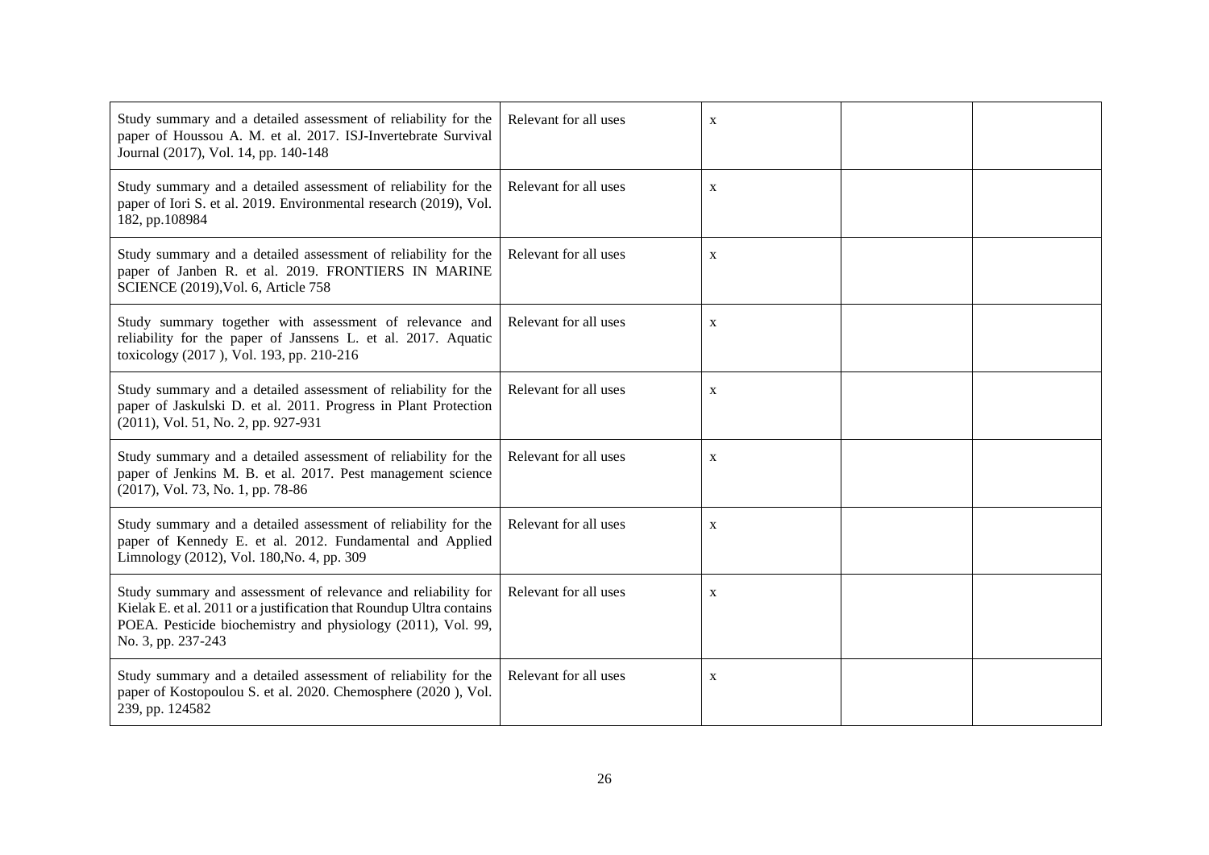| | | | | |
|---|---|---|---|---|
| Study summary and a detailed assessment of reliability for the paper of Houssou A. M. et al. 2017. ISJ-Invertebrate Survival Journal (2017), Vol. 14, pp. 140-148 | Relevant for all uses | x | | |
| Study summary and a detailed assessment of reliability for the paper of Iori S. et al. 2019. Environmental research (2019), Vol. 182, pp.108984 | Relevant for all uses | x | | |
| Study summary and a detailed assessment of reliability for the paper of Janben R. et al. 2019. FRONTIERS IN MARINE SCIENCE (2019),Vol. 6, Article 758 | Relevant for all uses | x | | |
| Study summary together with assessment of relevance and reliability for the paper of Janssens L. et al. 2017. Aquatic toxicology (2017 ), Vol. 193, pp. 210-216 | Relevant for all uses | x | | |
| Study summary and a detailed assessment of reliability for the paper of Jaskulski D. et al. 2011. Progress in Plant Protection (2011), Vol. 51, No. 2, pp. 927-931 | Relevant for all uses | x | | |
| Study summary and a detailed assessment of reliability for the paper of Jenkins M. B. et al. 2017. Pest management science (2017), Vol. 73, No. 1, pp. 78-86 | Relevant for all uses | x | | |
| Study summary and a detailed assessment of reliability for the paper of Kennedy E. et al. 2012. Fundamental and Applied Limnology (2012), Vol. 180,No. 4, pp. 309 | Relevant for all uses | x | | |
| Study summary and assessment of relevance and reliability for Kielak E. et al. 2011 or a justification that Roundup Ultra contains POEA. Pesticide biochemistry and physiology (2011), Vol. 99, No. 3, pp. 237-243 | Relevant for all uses | x | | |
| Study summary and a detailed assessment of reliability for the paper of Kostopoulou S. et al. 2020. Chemosphere (2020 ), Vol. 239, pp. 124582 | Relevant for all uses | x | | |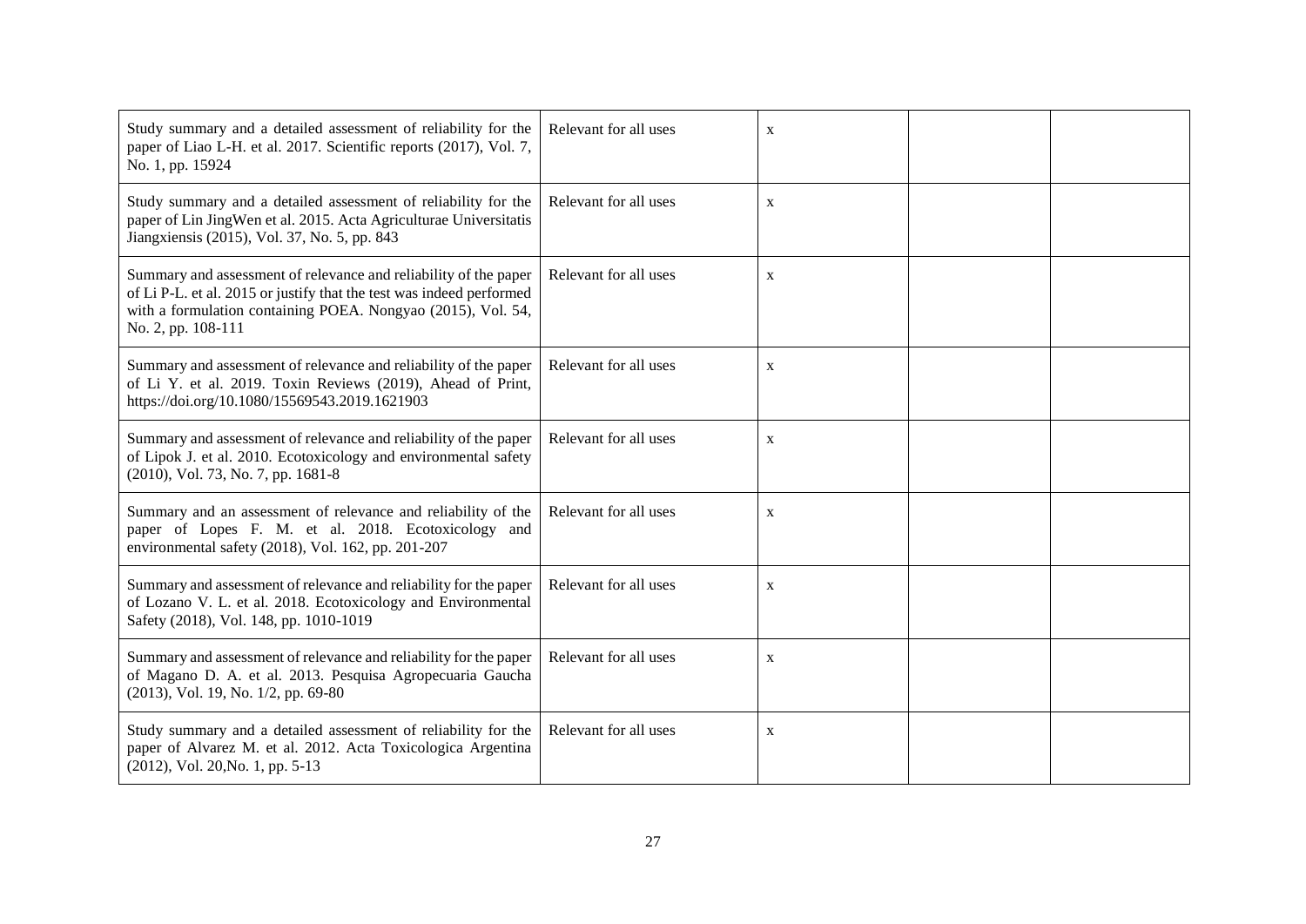| | | | | |
|---|---|---|---|---|
| Study summary and a detailed assessment of reliability for the paper of Liao L-H. et al. 2017. Scientific reports (2017), Vol. 7, No. 1, pp. 15924 | Relevant for all uses | x | | |
| Study summary and a detailed assessment of reliability for the paper of Lin JingWen et al. 2015. Acta Agriculturae Universitatis Jiangxiensis (2015), Vol. 37, No. 5, pp. 843 | Relevant for all uses | x | | |
| Summary and assessment of relevance and reliability of the paper of Li P-L. et al. 2015 or justify that the test was indeed performed with a formulation containing POEA. Nongyao (2015), Vol. 54, No. 2, pp. 108-111 | Relevant for all uses | x | | |
| Summary and assessment of relevance and reliability of the paper of Li Y. et al. 2019. Toxin Reviews (2019), Ahead of Print, https://doi.org/10.1080/15569543.2019.1621903 | Relevant for all uses | x | | |
| Summary and assessment of relevance and reliability of the paper of Lipok J. et al. 2010. Ecotoxicology and environmental safety (2010), Vol. 73, No. 7, pp. 1681-8 | Relevant for all uses | x | | |
| Summary and an assessment of relevance and reliability of the paper of Lopes F. M. et al. 2018. Ecotoxicology and environmental safety (2018), Vol. 162, pp. 201-207 | Relevant for all uses | x | | |
| Summary and assessment of relevance and reliability for the paper of Lozano V. L. et al. 2018. Ecotoxicology and Environmental Safety (2018), Vol. 148, pp. 1010-1019 | Relevant for all uses | x | | |
| Summary and assessment of relevance and reliability for the paper of Magano D. A. et al. 2013. Pesquisa Agropecuaria Gaucha (2013), Vol. 19, No. 1/2, pp. 69-80 | Relevant for all uses | x | | |
| Study summary and a detailed assessment of reliability for the paper of Alvarez M. et al. 2012. Acta Toxicologica Argentina (2012), Vol. 20,No. 1, pp. 5-13 | Relevant for all uses | x | | |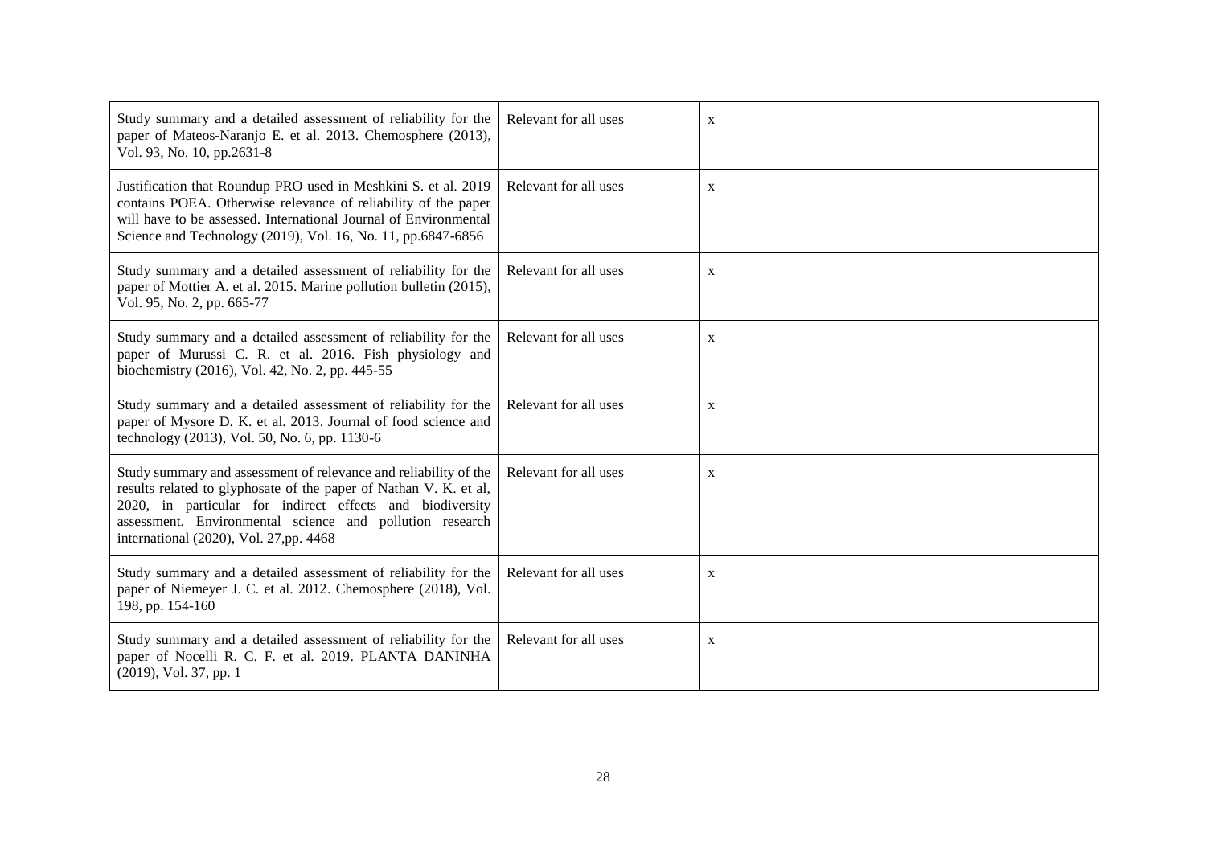| | | | | |
|---|---|---|---|---|
| Study summary and a detailed assessment of reliability for the paper of Mateos-Naranjo E. et al. 2013. Chemosphere (2013), Vol. 93, No. 10, pp.2631-8 | Relevant for all uses | x | | |
| Justification that Roundup PRO used in Meshkini S. et al. 2019 contains POEA. Otherwise relevance of reliability of the paper will have to be assessed. International Journal of Environmental Science and Technology (2019), Vol. 16, No. 11, pp.6847-6856 | Relevant for all uses | x | | |
| Study summary and a detailed assessment of reliability for the paper of Mottier A. et al. 2015. Marine pollution bulletin (2015), Vol. 95, No. 2, pp. 665-77 | Relevant for all uses | x | | |
| Study summary and a detailed assessment of reliability for the paper of Murussi C. R. et al. 2016. Fish physiology and biochemistry (2016), Vol. 42, No. 2, pp. 445-55 | Relevant for all uses | x | | |
| Study summary and a detailed assessment of reliability for the paper of Mysore D. K. et al. 2013. Journal of food science and technology (2013), Vol. 50, No. 6, pp. 1130-6 | Relevant for all uses | x | | |
| Study summary and assessment of relevance and reliability of the results related to glyphosate of the paper of Nathan V. K. et al, 2020, in particular for indirect effects and biodiversity assessment. Environmental science and pollution research international (2020), Vol. 27,pp. 4468 | Relevant for all uses | x | | |
| Study summary and a detailed assessment of reliability for the paper of Niemeyer J. C. et al. 2012. Chemosphere (2018), Vol. 198, pp. 154-160 | Relevant for all uses | x | | |
| Study summary and a detailed assessment of reliability for the paper of Nocelli R. C. F. et al. 2019. PLANTA DANINHA (2019), Vol. 37, pp. 1 | Relevant for all uses | x | | |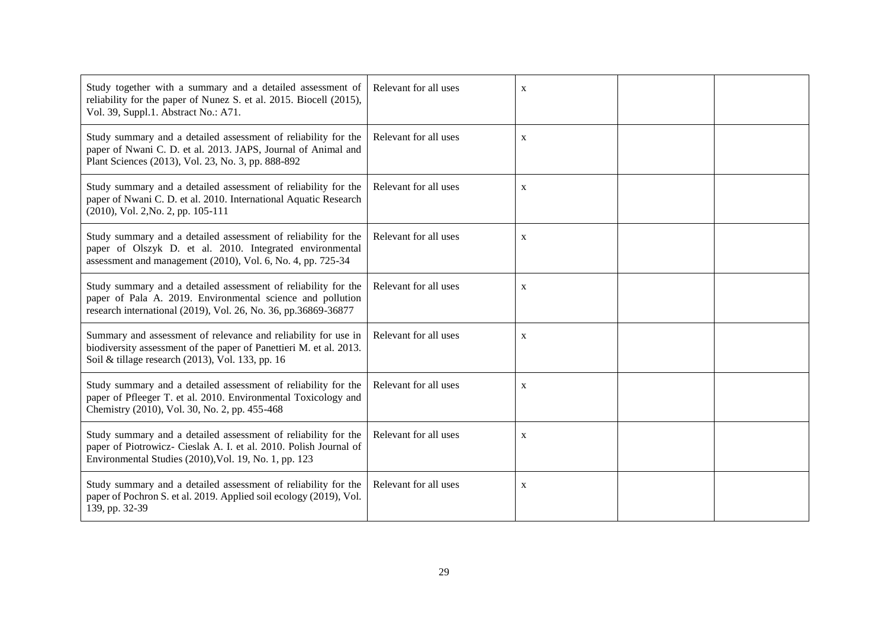| | | | | |
|---|---|---|---|---|
| Study together with a summary and a detailed assessment of reliability for the paper of Nunez S. et al. 2015. Biocell (2015), Vol. 39, Suppl.1. Abstract No.: A71. | Relevant for all uses | x | | |
| Study summary and a detailed assessment of reliability for the paper of Nwani C. D. et al. 2013. JAPS, Journal of Animal and Plant Sciences (2013), Vol. 23, No. 3, pp. 888-892 | Relevant for all uses | x | | |
| Study summary and a detailed assessment of reliability for the paper of Nwani C. D. et al. 2010. International Aquatic Research (2010), Vol. 2,No. 2, pp. 105-111 | Relevant for all uses | x | | |
| Study summary and a detailed assessment of reliability for the paper of Olszyk D. et al. 2010. Integrated environmental assessment and management (2010), Vol. 6, No. 4, pp. 725-34 | Relevant for all uses | x | | |
| Study summary and a detailed assessment of reliability for the paper of Pala A. 2019. Environmental science and pollution research international (2019), Vol. 26, No. 36, pp.36869-36877 | Relevant for all uses | x | | |
| Summary and assessment of relevance and reliability for use in biodiversity assessment of the paper of Panettieri M. et al. 2013. Soil & tillage research (2013), Vol. 133, pp. 16 | Relevant for all uses | x | | |
| Study summary and a detailed assessment of reliability for the paper of Pfleeger T. et al. 2010. Environmental Toxicology and Chemistry (2010), Vol. 30, No. 2, pp. 455-468 | Relevant for all uses | x | | |
| Study summary and a detailed assessment of reliability for the paper of Piotrowicz- Cieslak A. I. et al. 2010. Polish Journal of Environmental Studies (2010),Vol. 19, No. 1, pp. 123 | Relevant for all uses | x | | |
| Study summary and a detailed assessment of reliability for the paper of Pochron S. et al. 2019. Applied soil ecology (2019), Vol. 139, pp. 32-39 | Relevant for all uses | x | | |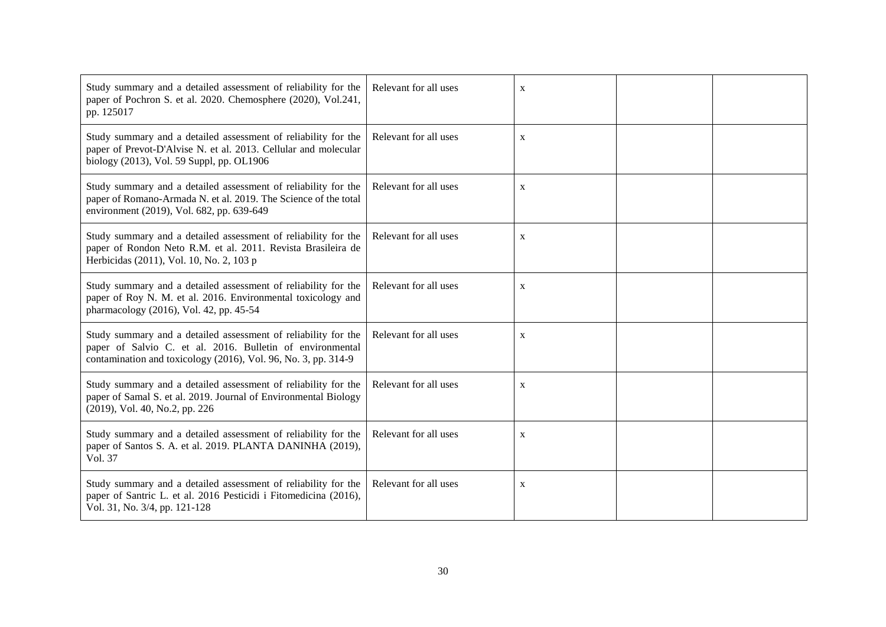| | | | | |
|---|---|---|---|---|
| Study summary and a detailed assessment of reliability for the paper of Pochron S. et al. 2020. Chemosphere (2020), Vol.241, pp. 125017 | Relevant for all uses | x | | |
| Study summary and a detailed assessment of reliability for the paper of Prevot-D'Alvise N. et al. 2013. Cellular and molecular biology (2013), Vol. 59 Suppl, pp. OL1906 | Relevant for all uses | x | | |
| Study summary and a detailed assessment of reliability for the paper of Romano-Armada N. et al. 2019. The Science of the total environment (2019), Vol. 682, pp. 639-649 | Relevant for all uses | x | | |
| Study summary and a detailed assessment of reliability for the paper of Rondon Neto R.M. et al. 2011. Revista Brasileira de Herbicidas (2011), Vol. 10, No. 2, 103 p | Relevant for all uses | x | | |
| Study summary and a detailed assessment of reliability for the paper of Roy N. M. et al. 2016. Environmental toxicology and pharmacology (2016), Vol. 42, pp. 45-54 | Relevant for all uses | x | | |
| Study summary and a detailed assessment of reliability for the paper of Salvio C. et al. 2016. Bulletin of environmental contamination and toxicology (2016), Vol. 96, No. 3, pp. 314-9 | Relevant for all uses | x | | |
| Study summary and a detailed assessment of reliability for the paper of Samal S. et al. 2019. Journal of Environmental Biology (2019), Vol. 40, No.2, pp. 226 | Relevant for all uses | x | | |
| Study summary and a detailed assessment of reliability for the paper of Santos S. A. et al. 2019. PLANTA DANINHA (2019), Vol. 37 | Relevant for all uses | x | | |
| Study summary and a detailed assessment of reliability for the paper of Santric L. et al. 2016 Pesticidi i Fitomedicina (2016), Vol. 31, No. 3/4, pp. 121-128 | Relevant for all uses | x | | |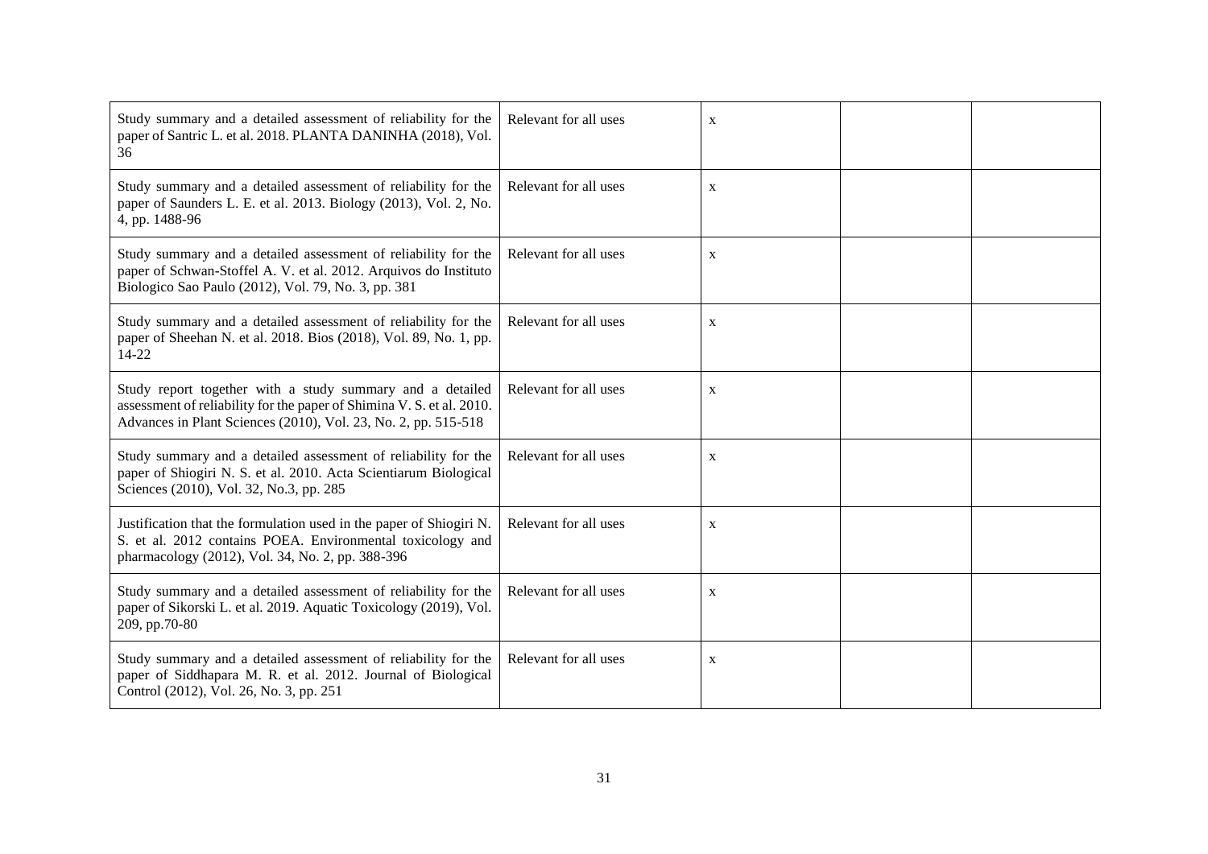| | | | | |
|---|---|---|---|---|
| Study summary and a detailed assessment of reliability for the paper of Santric L. et al. 2018. PLANTA DANINHA (2018), Vol. 36 | Relevant for all uses | x | | |
| Study summary and a detailed assessment of reliability for the paper of Saunders L. E. et al. 2013. Biology (2013), Vol. 2, No. 4, pp. 1488-96 | Relevant for all uses | x | | |
| Study summary and a detailed assessment of reliability for the paper of Schwan-Stoffel A. V. et al. 2012. Arquivos do Instituto Biologico Sao Paulo (2012), Vol. 79, No. 3, pp. 381 | Relevant for all uses | x | | |
| Study summary and a detailed assessment of reliability for the paper of Sheehan N. et al. 2018. Bios (2018), Vol. 89, No. 1, pp. 14-22 | Relevant for all uses | x | | |
| Study report together with a study summary and a detailed assessment of reliability for the paper of Shimina V. S. et al. 2010. Advances in Plant Sciences (2010), Vol. 23, No. 2, pp. 515-518 | Relevant for all uses | x | | |
| Study summary and a detailed assessment of reliability for the paper of Shiogiri N. S. et al. 2010. Acta Scientiarum Biological Sciences (2010), Vol. 32, No.3, pp. 285 | Relevant for all uses | x | | |
| Justification that the formulation used in the paper of Shiogiri N. S. et al. 2012 contains POEA. Environmental toxicology and pharmacology (2012), Vol. 34, No. 2, pp. 388-396 | Relevant for all uses | x | | |
| Study summary and a detailed assessment of reliability for the paper of Sikorski L. et al. 2019. Aquatic Toxicology (2019), Vol. 209, pp.70-80 | Relevant for all uses | x | | |
| Study summary and a detailed assessment of reliability for the paper of Siddhapara M. R. et al. 2012. Journal of Biological Control (2012), Vol. 26, No. 3, pp. 251 | Relevant for all uses | x | | |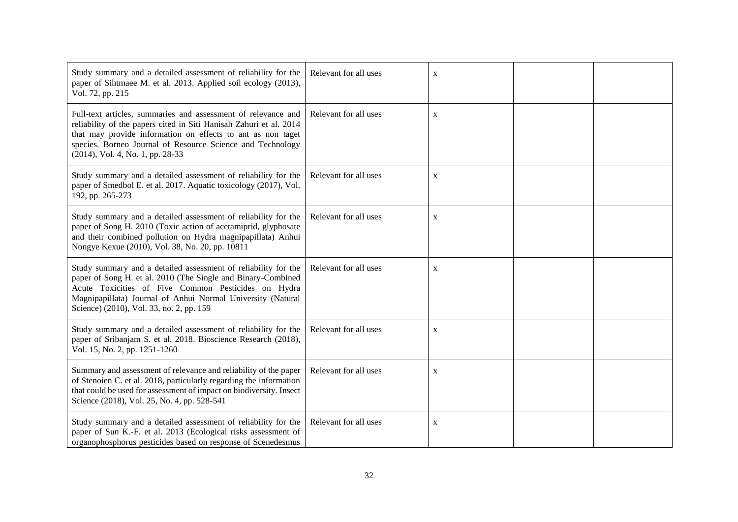| | | | | |
|---|---|---|---|---|
| Study summary and a detailed assessment of reliability for the paper of Sihtmaee M. et al. 2013. Applied soil ecology (2013), Vol. 72, pp. 215 | Relevant for all uses | x | | |
| Full-text articles, summaries and assessment of relevance and reliability of the papers cited in Siti Hanisah Zahuri et al. 2014 that may provide information on effects to ant as non taget species. Borneo Journal of Resource Science and Technology (2014), Vol. 4, No. 1, pp. 28-33 | Relevant for all uses | x | | |
| Study summary and a detailed assessment of reliability for the paper of Smedbol E. et al. 2017. Aquatic toxicology (2017), Vol. 192, pp. 265-273 | Relevant for all uses | x | | |
| Study summary and a detailed assessment of reliability for the paper of Song H. 2010 (Toxic action of acetamiprid, glyphosate and their combined pollution on Hydra magnipapillata) Anhui Nongye Kexue (2010), Vol. 38, No. 20, pp. 10811 | Relevant for all uses | x | | |
| Study summary and a detailed assessment of reliability for the paper of Song H. et al. 2010 (The Single and Binary-Combined Acute Toxicities of Five Common Pesticides on Hydra Magnipapillata) Journal of Anhui Normal University (Natural Science) (2010), Vol. 33, no. 2, pp. 159 | Relevant for all uses | x | | |
| Study summary and a detailed assessment of reliability for the paper of Sribanjam S. et al. 2018. Bioscience Research (2018), Vol. 15, No. 2, pp. 1251-1260 | Relevant for all uses | x | | |
| Summary and assessment of relevance and reliability of the paper of Stenoien C. et al. 2018, particularly regarding the information that could be used for assessment of impact on biodiversity. Insect Science (2018), Vol. 25, No. 4, pp. 528-541 | Relevant for all uses | x | | |
| Study summary and a detailed assessment of reliability for the paper of Sun K.-F. et al. 2013 (Ecological risks assessment of organophosphorus pesticides based on response of Scenedesmus | Relevant for all uses | x | | |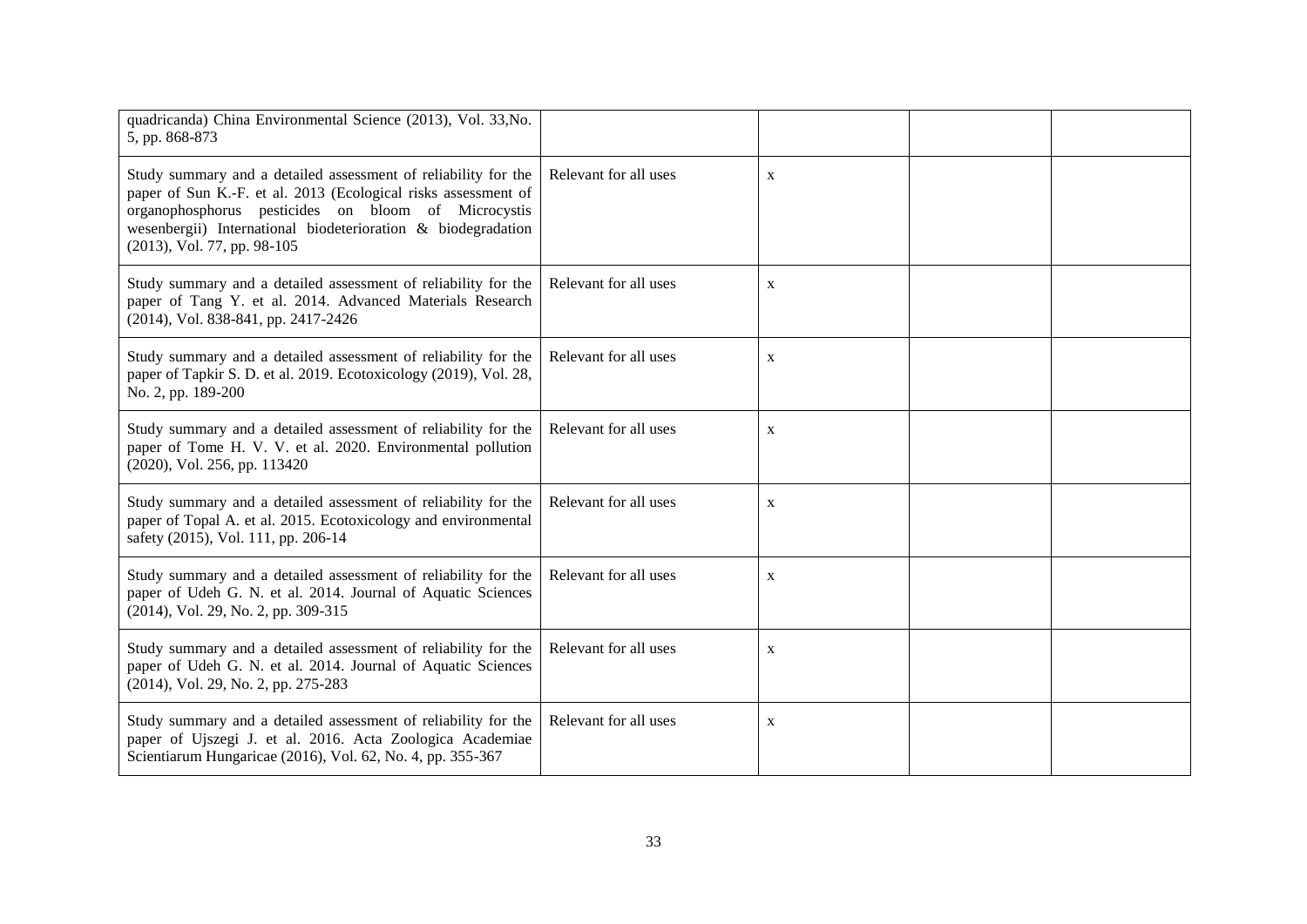| | | | | |
|---|---|---|---|---|
| quadricanda) China Environmental Science (2013), Vol. 33,No. 5, pp. 868-873 | | | | |
| Study summary and a detailed assessment of reliability for the paper of Sun K.-F. et al. 2013 (Ecological risks assessment of organophosphorus pesticides on bloom of Microcystis wesenbergii) International biodeterioration & biodegradation (2013), Vol. 77, pp. 98-105 | Relevant for all uses | x | | |
| Study summary and a detailed assessment of reliability for the paper of Tang Y. et al. 2014. Advanced Materials Research (2014), Vol. 838-841, pp. 2417-2426 | Relevant for all uses | x | | |
| Study summary and a detailed assessment of reliability for the paper of Tapkir S. D. et al. 2019. Ecotoxicology (2019), Vol. 28, No. 2, pp. 189-200 | Relevant for all uses | x | | |
| Study summary and a detailed assessment of reliability for the paper of Tome H. V. V. et al. 2020. Environmental pollution (2020), Vol. 256, pp. 113420 | Relevant for all uses | x | | |
| Study summary and a detailed assessment of reliability for the paper of Topal A. et al. 2015. Ecotoxicology and environmental safety (2015), Vol. 111, pp. 206-14 | Relevant for all uses | x | | |
| Study summary and a detailed assessment of reliability for the paper of Udeh G. N. et al. 2014. Journal of Aquatic Sciences (2014), Vol. 29, No. 2, pp. 309-315 | Relevant for all uses | x | | |
| Study summary and a detailed assessment of reliability for the paper of Udeh G. N. et al. 2014. Journal of Aquatic Sciences (2014), Vol. 29, No. 2, pp. 275-283 | Relevant for all uses | x | | |
| Study summary and a detailed assessment of reliability for the paper of Ujszegi J. et al. 2016. Acta Zoologica Academiae Scientiarum Hungaricae (2016), Vol. 62, No. 4, pp. 355-367 | Relevant for all uses | x | | |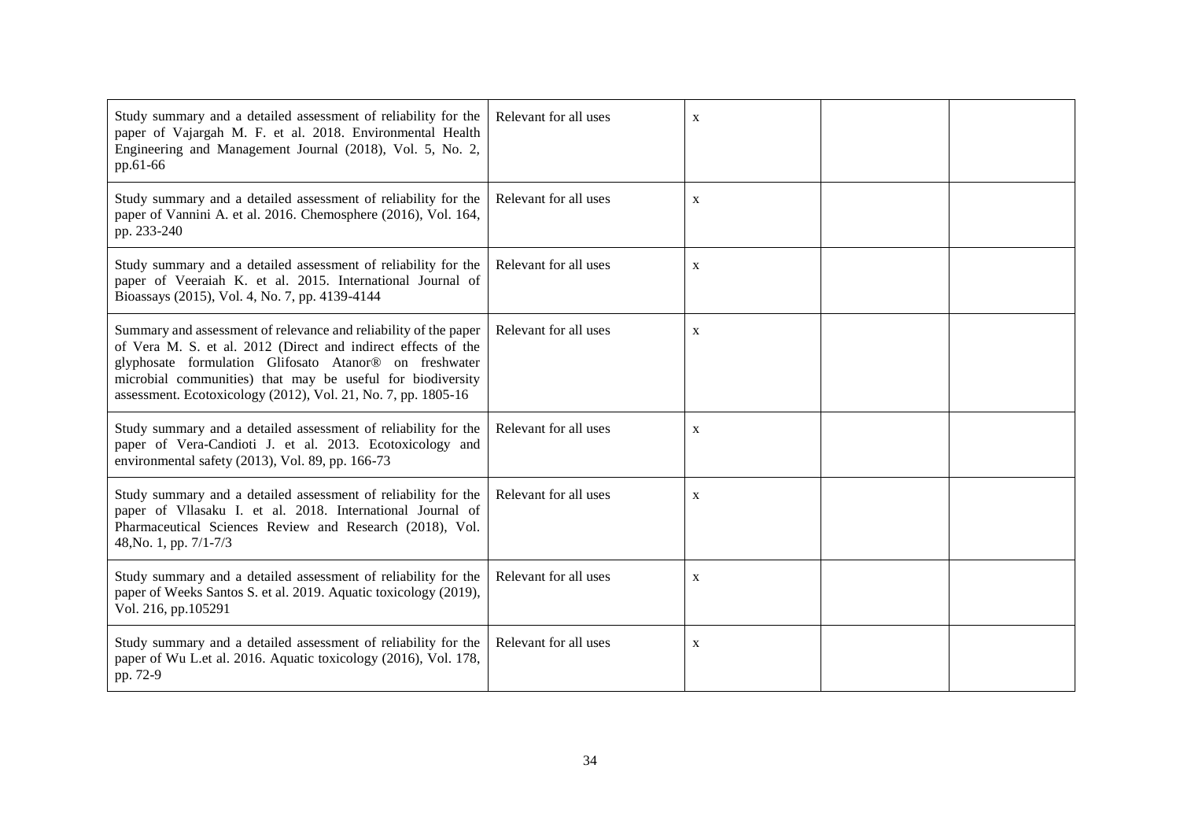| | | | | |
|---|---|---|---|---|
| Study summary and a detailed assessment of reliability for the paper of Vajargah M. F. et al. 2018. Environmental Health Engineering and Management Journal (2018), Vol. 5, No. 2, pp.61-66 | Relevant for all uses | x | | |
| Study summary and a detailed assessment of reliability for the paper of Vannini A. et al. 2016. Chemosphere (2016), Vol. 164, pp. 233-240 | Relevant for all uses | x | | |
| Study summary and a detailed assessment of reliability for the paper of Veeraiah K. et al. 2015. International Journal of Bioassays (2015), Vol. 4, No. 7, pp. 4139-4144 | Relevant for all uses | x | | |
| Summary and assessment of relevance and reliability of the paper of Vera M. S. et al. 2012 (Direct and indirect effects of the glyphosate formulation Glifosato Atanor® on freshwater microbial communities) that may be useful for biodiversity assessment. Ecotoxicology (2012), Vol. 21, No. 7, pp. 1805-16 | Relevant for all uses | x | | |
| Study summary and a detailed assessment of reliability for the paper of Vera-Candioti J. et al. 2013. Ecotoxicology and environmental safety (2013), Vol. 89, pp. 166-73 | Relevant for all uses | x | | |
| Study summary and a detailed assessment of reliability for the paper of Vllasaku I. et al. 2018. International Journal of Pharmaceutical Sciences Review and Research (2018), Vol. 48,No. 1, pp. 7/1-7/3 | Relevant for all uses | x | | |
| Study summary and a detailed assessment of reliability for the paper of Weeks Santos S. et al. 2019. Aquatic toxicology (2019), Vol. 216, pp.105291 | Relevant for all uses | x | | |
| Study summary and a detailed assessment of reliability for the paper of Wu L.et al. 2016. Aquatic toxicology (2016), Vol. 178, pp. 72-9 | Relevant for all uses | x | | |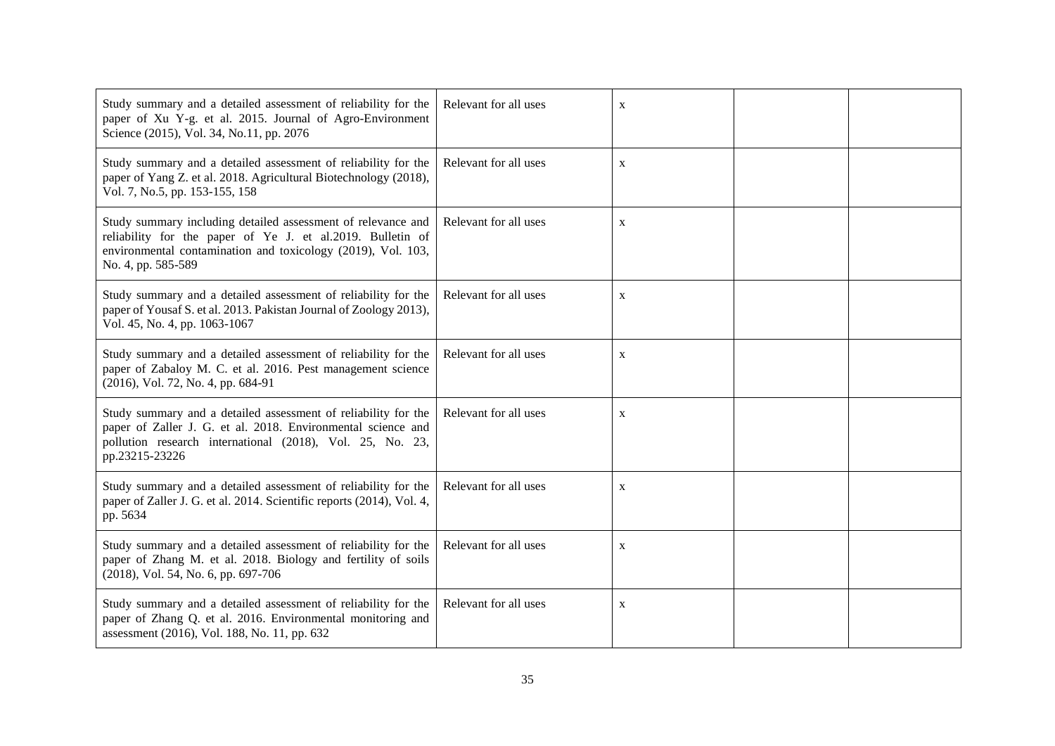| | | | | |
|---|---|---|---|---|
| Study summary and a detailed assessment of reliability for the paper of Xu Y-g. et al. 2015. Journal of Agro-Environment Science (2015), Vol. 34, No.11, pp. 2076 | Relevant for all uses | x | | |
| Study summary and a detailed assessment of reliability for the paper of Yang Z. et al. 2018. Agricultural Biotechnology (2018), Vol. 7, No.5, pp. 153-155, 158 | Relevant for all uses | x | | |
| Study summary including detailed assessment of relevance and reliability for the paper of Ye J. et al.2019. Bulletin of environmental contamination and toxicology (2019), Vol. 103, No. 4, pp. 585-589 | Relevant for all uses | x | | |
| Study summary and a detailed assessment of reliability for the paper of Yousaf S. et al. 2013. Pakistan Journal of Zoology 2013), Vol. 45, No. 4, pp. 1063-1067 | Relevant for all uses | x | | |
| Study summary and a detailed assessment of reliability for the paper of Zabaloy M. C. et al. 2016. Pest management science (2016), Vol. 72, No. 4, pp. 684-91 | Relevant for all uses | x | | |
| Study summary and a detailed assessment of reliability for the paper of Zaller J. G. et al. 2018. Environmental science and pollution research international (2018), Vol. 25, No. 23, pp.23215-23226 | Relevant for all uses | x | | |
| Study summary and a detailed assessment of reliability for the paper of Zaller J. G. et al. 2014. Scientific reports (2014), Vol. 4, pp. 5634 | Relevant for all uses | x | | |
| Study summary and a detailed assessment of reliability for the paper of Zhang M. et al. 2018. Biology and fertility of soils (2018), Vol. 54, No. 6, pp. 697-706 | Relevant for all uses | x | | |
| Study summary and a detailed assessment of reliability for the paper of Zhang Q. et al. 2016. Environmental monitoring and assessment (2016), Vol. 188, No. 11, pp. 632 | Relevant for all uses | x | | |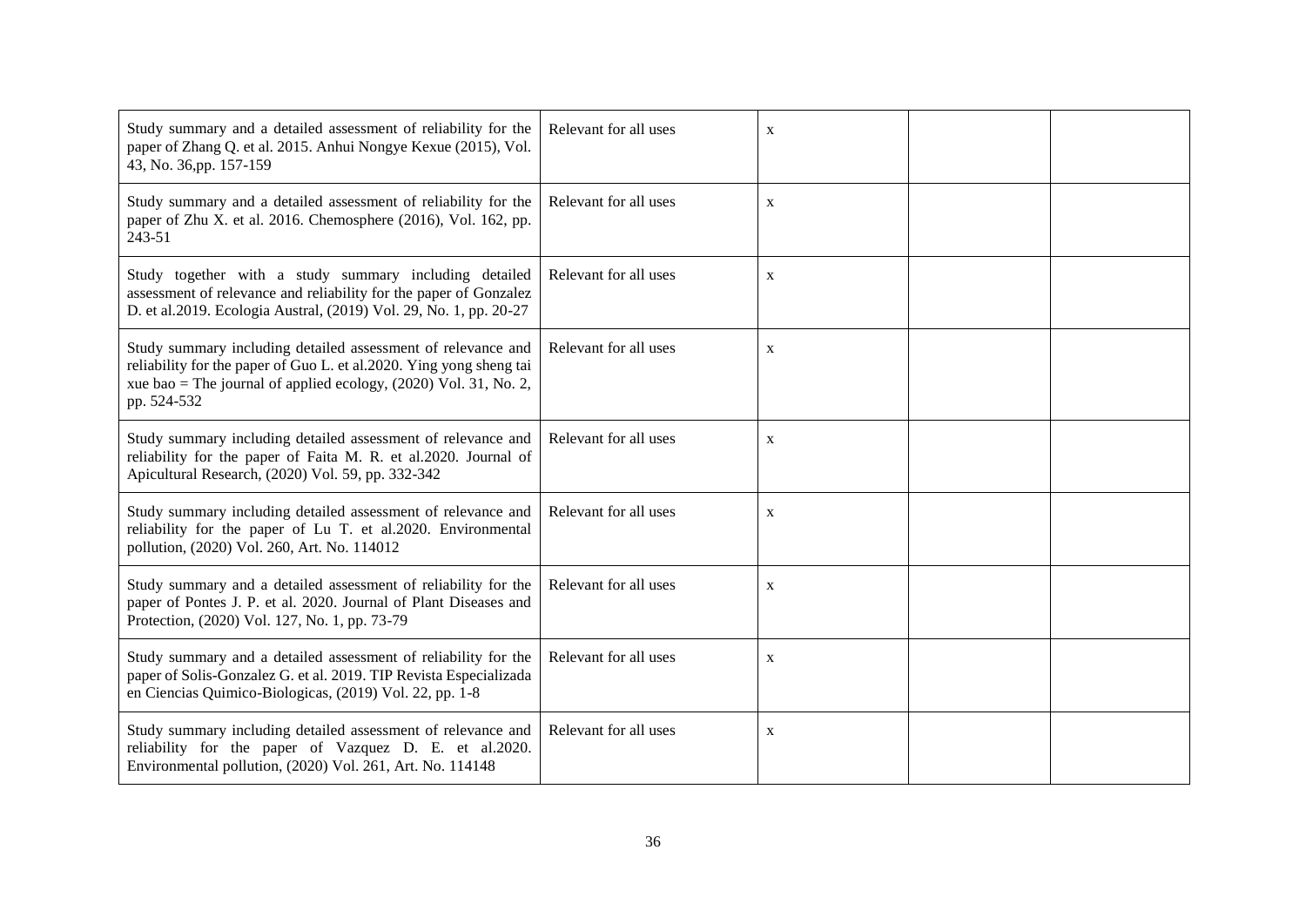| | | | | |
|---|---|---|---|---|
| Study summary and a detailed assessment of reliability for the paper of Zhang Q. et al. 2015. Anhui Nongye Kexue (2015), Vol. 43, No. 36,pp. 157-159 | Relevant for all uses | x | | |
| Study summary and a detailed assessment of reliability for the paper of Zhu X. et al. 2016. Chemosphere (2016), Vol. 162, pp. 243-51 | Relevant for all uses | x | | |
| Study together with a study summary including detailed assessment of relevance and reliability for the paper of Gonzalez D. et al.2019. Ecologia Austral, (2019) Vol. 29, No. 1, pp. 20-27 | Relevant for all uses | x | | |
| Study summary including detailed assessment of relevance and reliability for the paper of Guo L. et al.2020. Ying yong sheng tai xue bao = The journal of applied ecology, (2020) Vol. 31, No. 2, pp. 524-532 | Relevant for all uses | x | | |
| Study summary including detailed assessment of relevance and reliability for the paper of Faita M. R. et al.2020. Journal of Apicultural Research, (2020) Vol. 59, pp. 332-342 | Relevant for all uses | x | | |
| Study summary including detailed assessment of relevance and reliability for the paper of Lu T. et al.2020. Environmental pollution, (2020) Vol. 260, Art. No. 114012 | Relevant for all uses | x | | |
| Study summary and a detailed assessment of reliability for the paper of Pontes J. P. et al. 2020. Journal of Plant Diseases and Protection, (2020) Vol. 127, No. 1, pp. 73-79 | Relevant for all uses | x | | |
| Study summary and a detailed assessment of reliability for the paper of Solis-Gonzalez G. et al. 2019. TIP Revista Especializada en Ciencias Quimico-Biologicas, (2019) Vol. 22, pp. 1-8 | Relevant for all uses | x | | |
| Study summary including detailed assessment of relevance and reliability for the paper of Vazquez D. E. et al.2020. Environmental pollution, (2020) Vol. 261, Art. No. 114148 | Relevant for all uses | x | | |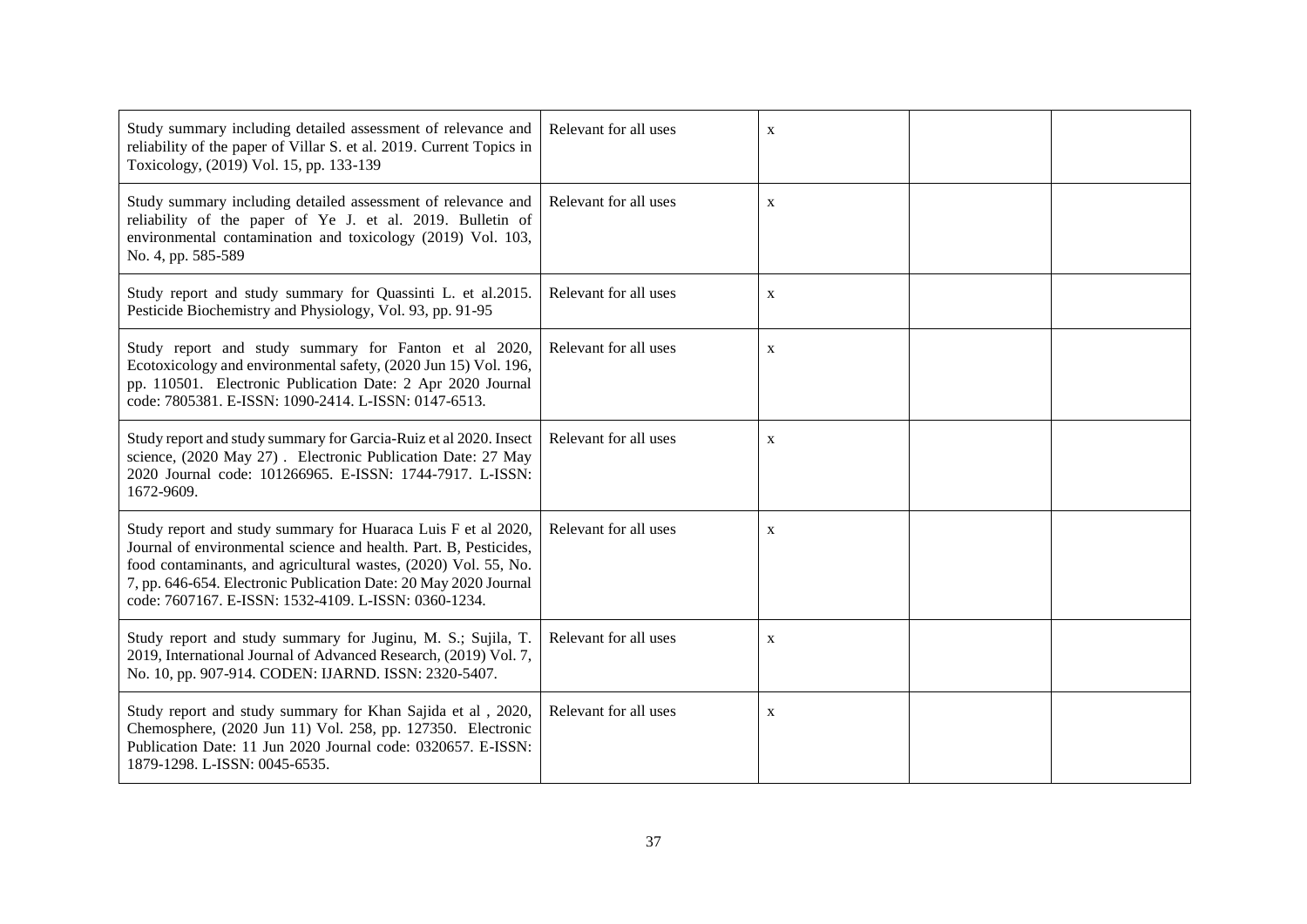| | | | | |
|---|---|---|---|---|
| Study summary including detailed assessment of relevance and reliability of the paper of Villar S. et al. 2019. Current Topics in Toxicology, (2019) Vol. 15, pp. 133-139 | Relevant for all uses | x | | |
| Study summary including detailed assessment of relevance and reliability of the paper of Ye J. et al. 2019. Bulletin of environmental contamination and toxicology (2019) Vol. 103, No. 4, pp. 585-589 | Relevant for all uses | x | | |
| Study report and study summary for Quassinti L. et al.2015. Pesticide Biochemistry and Physiology, Vol. 93, pp. 91-95 | Relevant for all uses | x | | |
| Study report and study summary for Fanton et al 2020, Ecotoxicology and environmental safety, (2020 Jun 15) Vol. 196, pp. 110501. Electronic Publication Date: 2 Apr 2020 Journal code: 7805381. E-ISSN: 1090-2414. L-ISSN: 0147-6513. | Relevant for all uses | x | | |
| Study report and study summary for Garcia-Ruiz et al 2020. Insect science, (2020 May 27) . Electronic Publication Date: 27 May 2020 Journal code: 101266965. E-ISSN: 1744-7917. L-ISSN: 1672-9609. | Relevant for all uses | x | | |
| Study report and study summary for Huaraca Luis F et al 2020, Journal of environmental science and health. Part. B, Pesticides, food contaminants, and agricultural wastes, (2020) Vol. 55, No. 7, pp. 646-654. Electronic Publication Date: 20 May 2020 Journal code: 7607167. E-ISSN: 1532-4109. L-ISSN: 0360-1234. | Relevant for all uses | x | | |
| Study report and study summary for Juginu, M. S.; Sujila, T. 2019, International Journal of Advanced Research, (2019) Vol. 7, No. 10, pp. 907-914. CODEN: IJARND. ISSN: 2320-5407. | Relevant for all uses | x | | |
| Study report and study summary for Khan Sajida et al , 2020, Chemosphere, (2020 Jun 11) Vol. 258, pp. 127350. Electronic Publication Date: 11 Jun 2020 Journal code: 0320657. E-ISSN: 1879-1298. L-ISSN: 0045-6535. | Relevant for all uses | x | | |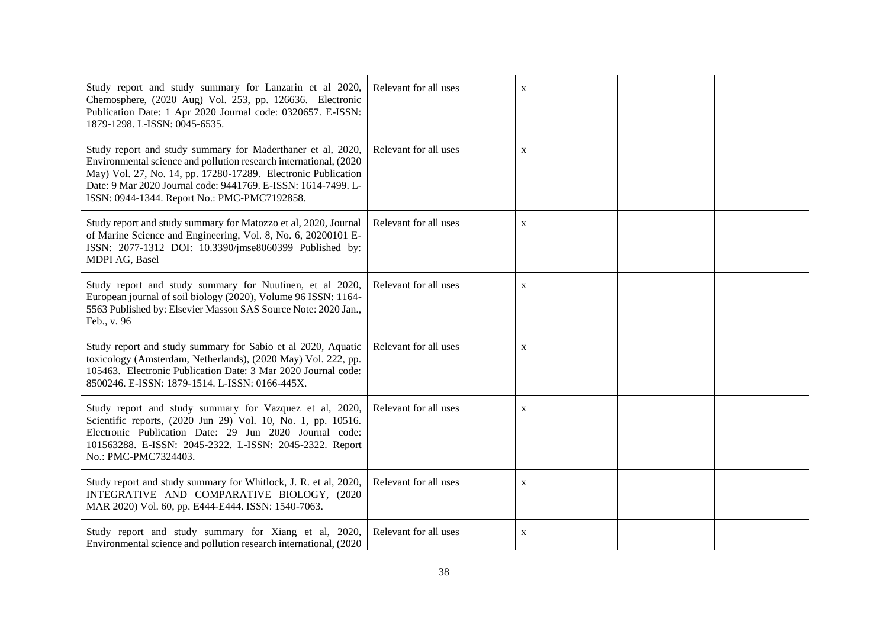| | | | | |
|---|---|---|---|---|
| Study report and study summary for Lanzarin et al 2020, Chemosphere, (2020 Aug) Vol. 253, pp. 126636. Electronic Publication Date: 1 Apr 2020 Journal code: 0320657. E-ISSN: 1879-1298. L-ISSN: 0045-6535. | Relevant for all uses | x | | |
| Study report and study summary for Maderthaner et al, 2020, Environmental science and pollution research international, (2020 May) Vol. 27, No. 14, pp. 17280-17289. Electronic Publication Date: 9 Mar 2020 Journal code: 9441769. E-ISSN: 1614-7499. L-ISSN: 0944-1344. Report No.: PMC-PMC7192858. | Relevant for all uses | x | | |
| Study report and study summary for Matozzo et al, 2020, Journal of Marine Science and Engineering, Vol. 8, No. 6, 20200101 E-ISSN: 2077-1312 DOI: 10.3390/jmse8060399 Published by: MDPI AG, Basel | Relevant for all uses | x | | |
| Study report and study summary for Nuutinen, et al 2020, European journal of soil biology (2020), Volume 96 ISSN: 1164-5563 Published by: Elsevier Masson SAS Source Note: 2020 Jan., Feb., v. 96 | Relevant for all uses | x | | |
| Study report and study summary for Sabio et al 2020, Aquatic toxicology (Amsterdam, Netherlands), (2020 May) Vol. 222, pp. 105463. Electronic Publication Date: 3 Mar 2020 Journal code: 8500246. E-ISSN: 1879-1514. L-ISSN: 0166-445X. | Relevant for all uses | x | | |
| Study report and study summary for Vazquez et al, 2020, Scientific reports, (2020 Jun 29) Vol. 10, No. 1, pp. 10516. Electronic Publication Date: 29 Jun 2020 Journal code: 101563288. E-ISSN: 2045-2322. L-ISSN: 2045-2322. Report No.: PMC-PMC7324403. | Relevant for all uses | x | | |
| Study report and study summary for Whitlock, J. R. et al, 2020, INTEGRATIVE AND COMPARATIVE BIOLOGY, (2020 MAR 2020) Vol. 60, pp. E444-E444. ISSN: 1540-7063. | Relevant for all uses | x | | |
| Study report and study summary for Xiang et al, 2020, Environmental science and pollution research international, (2020 | Relevant for all uses | x | | |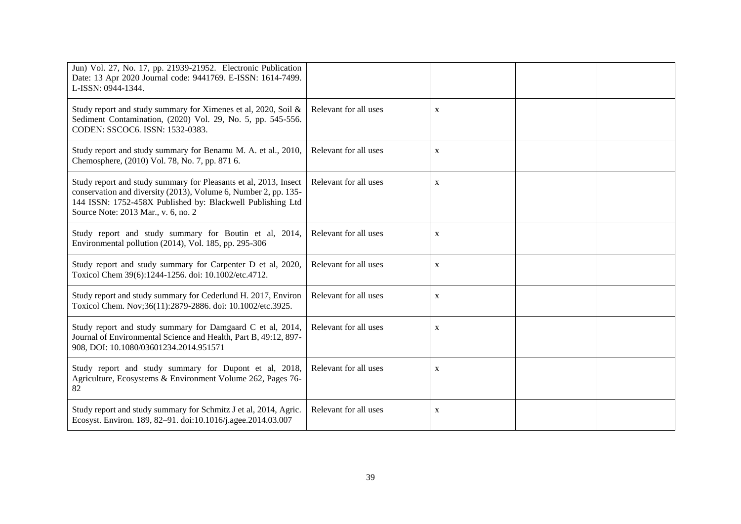| | | | | |
|---|---|---|---|---|
| Jun) Vol. 27, No. 17, pp. 21939-21952. Electronic Publication Date: 13 Apr 2020 Journal code: 9441769. E-ISSN: 1614-7499. L-ISSN: 0944-1344. | | | | |
| Study report and study summary for Ximenes et al, 2020, Soil & Sediment Contamination, (2020) Vol. 29, No. 5, pp. 545-556. CODEN: SSCOC6. ISSN: 1532-0383. | Relevant for all uses | x | | |
| Study report and study summary for Benamu M. A. et al., 2010, Chemosphere, (2010) Vol. 78, No. 7, pp. 871 6. | Relevant for all uses | x | | |
| Study report and study summary for Pleasants et al, 2013, Insect conservation and diversity (2013), Volume 6, Number 2, pp. 135-144 ISSN: 1752-458X Published by: Blackwell Publishing Ltd Source Note: 2013 Mar., v. 6, no. 2 | Relevant for all uses | x | | |
| Study report and study summary for Boutin et al, 2014, Environmental pollution (2014), Vol. 185, pp. 295-306 | Relevant for all uses | x | | |
| Study report and study summary for Carpenter D et al, 2020, Toxicol Chem 39(6):1244-1256. doi: 10.1002/etc.4712. | Relevant for all uses | x | | |
| Study report and study summary for Cederlund H. 2017, Environ Toxicol Chem. Nov;36(11):2879-2886. doi: 10.1002/etc.3925. | Relevant for all uses | x | | |
| Study report and study summary for Damgaard C et al, 2014, Journal of Environmental Science and Health, Part B, 49:12, 897-908, DOI: 10.1080/03601234.2014.951571 | Relevant for all uses | x | | |
| Study report and study summary for Dupont et al, 2018, Agriculture, Ecosystems & Environment Volume 262, Pages 76-82 | Relevant for all uses | x | | |
| Study report and study summary for Schmitz J et al, 2014, Agric. Ecosyst. Environ. 189, 82–91. doi:10.1016/j.agee.2014.03.007 | Relevant for all uses | x | | |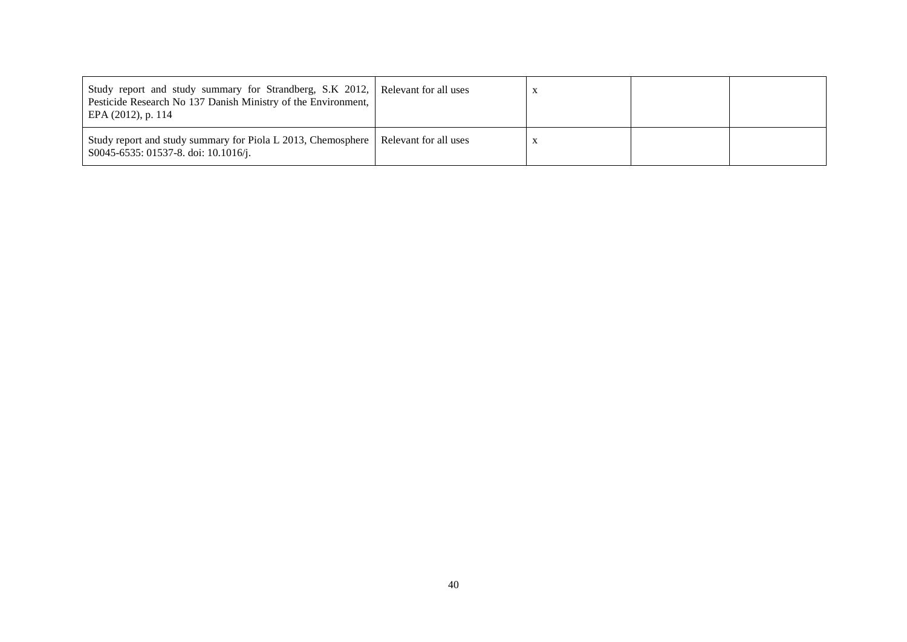| | | | | |
|---|---|---|---|---|
| Study report and study summary for Strandberg, S.K 2012, Pesticide Research No 137 Danish Ministry of the Environment, EPA (2012), p. 114 | Relevant for all uses | x | | |
| Study report and study summary for Piola L 2013, Chemosphere S0045-6535: 01537-8. doi: 10.1016/j. | Relevant for all uses | x | | |